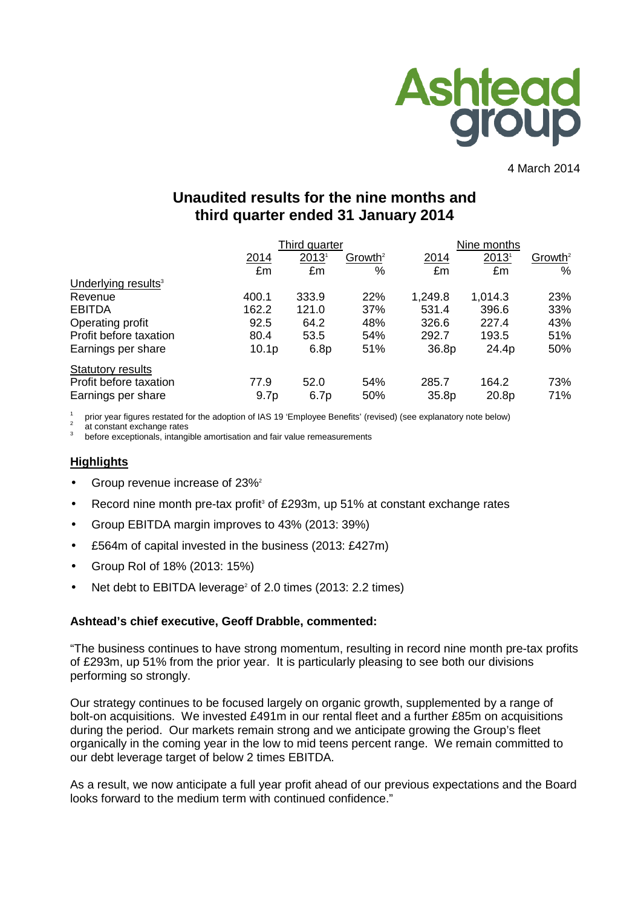Ashtead group

4 March 2014

# Unaudited results for the nine months and third quarter ended 31 January 2014

| | Third quarter | | | Nine months | | |
|---|---|---|---|---|---|---|
| | 2014 | 2013[1] | Growth[2] | 2014 | 2013[1] | Growth[2] |
| | £m | £m | % | £m | £m | % |
| Underlying results[3] | | | | | | |
| Revenue | 400.1 | 333.9 | 22% | 1,249.8 | 1,014.3 | 23% |
| EBITDA | 162.2 | 121.0 | 37% | 531.4 | 396.6 | 33% |
| Operating profit | 92.5 | 64.2 | 48% | 326.6 | 227.4 | 43% |
| Profit before taxation | 80.4 | 53.5 | 54% | 292.7 | 193.5 | 51% |
| Earnings per share | 10.1p | 6.8p | 51% | 36.8p | 24.4p | 50% |
| Statutory results | | | | | | |
| Profit before taxation | 77.9 | 52.0 | 54% | 285.7 | 164.2 | 73% |
| Earnings per share | 9.7p | 6.7p | 50% | 35.8p | 20.8p | 71% |

[1] prior year figures restated for the adoption of IAS 19 'Employee Benefits' (revised) (see explanatory note below)
[2] at constant exchange rates
[3] before exceptionals, intangible amortisation and fair value remeasurements

## Highlights

- Group revenue increase of 23%[2]
- Record nine month pre-tax profit[3] of £293m, up 51% at constant exchange rates
- Group EBITDA margin improves to 43% (2013: 39%)
- £564m of capital invested in the business (2013: £427m)
- Group RoI of 18% (2013: 15%)
- Net debt to EBITDA leverage[2] of 2.0 times (2013: 2.2 times)

**Ashtead's chief executive, Geoff Drabble, commented:**

"The business continues to have strong momentum, resulting in record nine month pre-tax profits of £293m, up 51% from the prior year. It is particularly pleasing to see both our divisions performing so strongly.

Our strategy continues to be focused largely on organic growth, supplemented by a range of bolt-on acquisitions. We invested £491m in our rental fleet and a further £85m on acquisitions during the period. Our markets remain strong and we anticipate growing the Group's fleet organically in the coming year in the low to mid teens percent range. We remain committed to our debt leverage target of below 2 times EBITDA.

As a result, we now anticipate a full year profit ahead of our previous expectations and the Board looks forward to the medium term with continued confidence."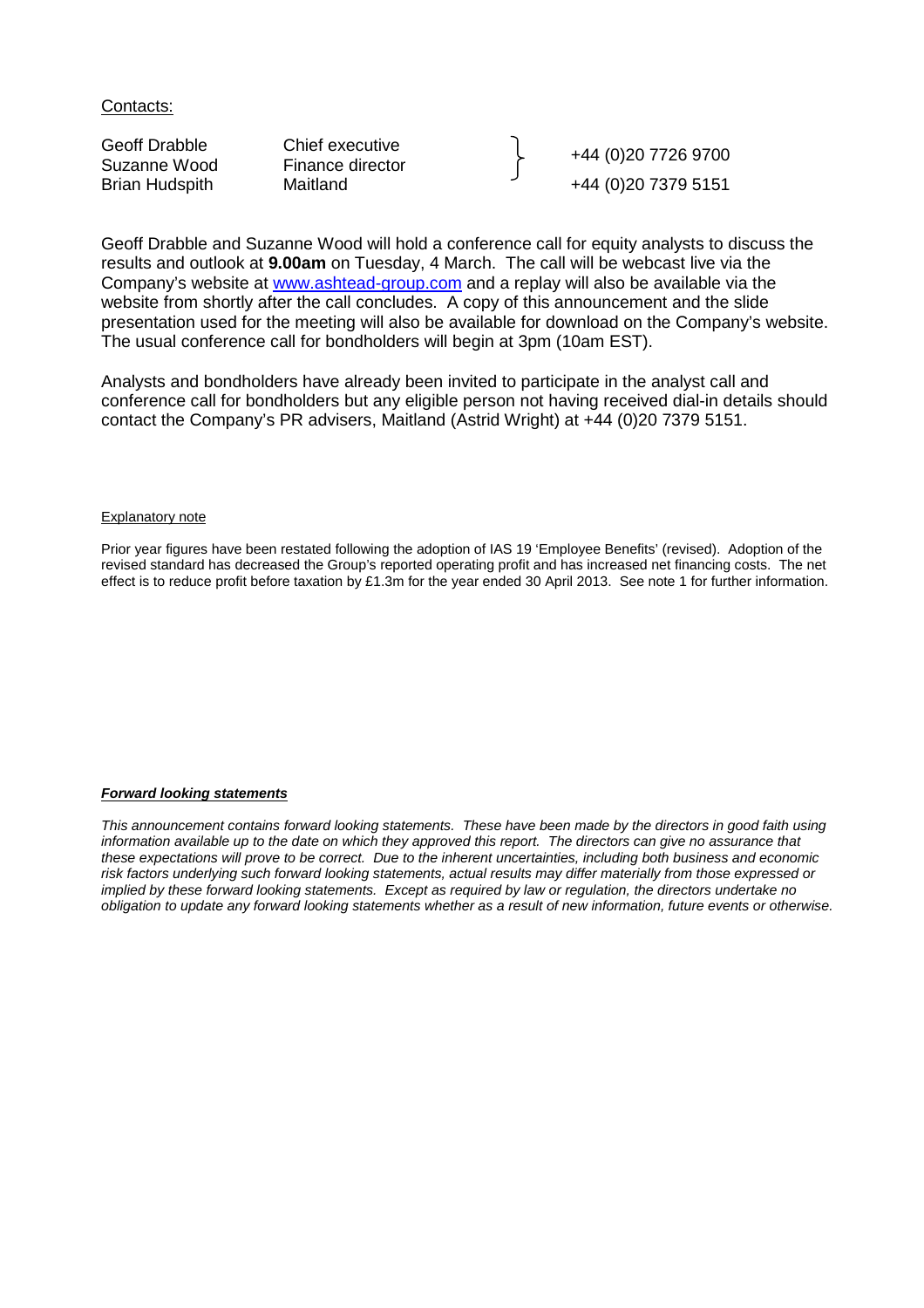Contacts:

| | | |
|---|---|---|
| Geoff Drabble | Chief executive | +44 (0)20 7726 9700 |
| Suzanne Wood | Finance director | |
| Brian Hudspith | Maitland | +44 (0)20 7379 5151 |

Geoff Drabble and Suzanne Wood will hold a conference call for equity analysts to discuss the results and outlook at **9.00am** on Tuesday, 4 March. The call will be webcast live via the Company's website at www.ashtead-group.com and a replay will also be available via the website from shortly after the call concludes. A copy of this announcement and the slide presentation used for the meeting will also be available for download on the Company's website. The usual conference call for bondholders will begin at 3pm (10am EST).

Analysts and bondholders have already been invited to participate in the analyst call and conference call for bondholders but any eligible person not having received dial-in details should contact the Company's PR advisers, Maitland (Astrid Wright) at +44 (0)20 7379 5151.

Explanatory note

Prior year figures have been restated following the adoption of IAS 19 'Employee Benefits' (revised). Adoption of the revised standard has decreased the Group's reported operating profit and has increased net financing costs. The net effect is to reduce profit before taxation by £1.3m for the year ended 30 April 2013. See note 1 for further information.

***Forward looking statements***

*This announcement contains forward looking statements. These have been made by the directors in good faith using information available up to the date on which they approved this report. The directors can give no assurance that these expectations will prove to be correct. Due to the inherent uncertainties, including both business and economic risk factors underlying such forward looking statements, actual results may differ materially from those expressed or implied by these forward looking statements. Except as required by law or regulation, the directors undertake no obligation to update any forward looking statements whether as a result of new information, future events or otherwise.*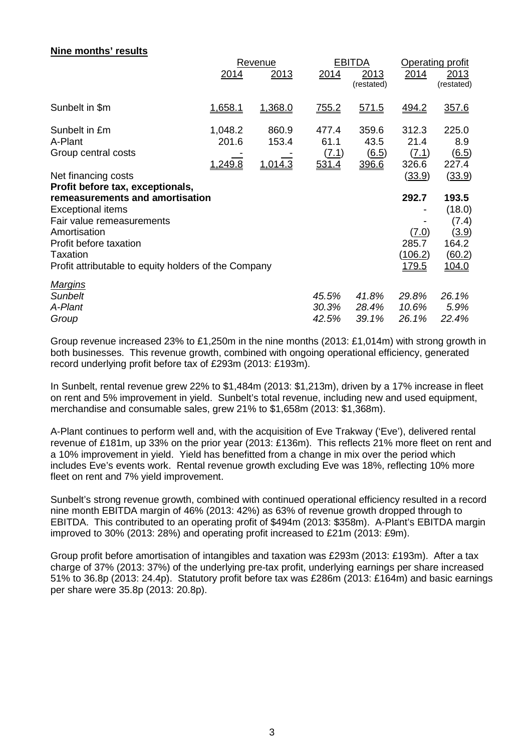**Nine months' results**

| | Revenue | | EBITDA | | Operating profit | |
|---|---|---|---|---|---|---|
| | 2014 | 2013 | 2014 | 2013 (restated) | 2014 | 2013 (restated) |
| Sunbelt in $m | 1,658.1 | 1,368.0 | 755.2 | 571.5 | 494.2 | 357.6 |
| Sunbelt in £m | 1,048.2 | 860.9 | 477.4 | 359.6 | 312.3 | 225.0 |
| A-Plant | 201.6 | 153.4 | 61.1 | 43.5 | 21.4 | 8.9 |
| Group central costs | - | - | (7.1) | (6.5) | (7.1) | (6.5) |
| | 1,249.8 | 1,014.3 | 531.4 | 396.6 | 326.6 | 227.4 |
| Net financing costs | | | | | (33.9) | (33.9) |
| **Profit before tax, exceptionals, remeasurements and amortisation** | | | | | **292.7** | **193.5** |
| Exceptional items | | | | | - | (18.0) |
| Fair value remeasurements | | | | | - | (7.4) |
| Amortisation | | | | | (7.0) | (3.9) |
| Profit before taxation | | | | | 285.7 | 164.2 |
| Taxation | | | | | (106.2) | (60.2) |
| Profit attributable to equity holders of the Company | | | | | 179.5 | 104.0 |
| *Margins* | | | | | | |
| *Sunbelt* | | | *45.5%* | *41.8%* | *29.8%* | *26.1%* |
| *A-Plant* | | | *30.3%* | *28.4%* | *10.6%* | *5.9%* |
| *Group* | | | *42.5%* | *39.1%* | *26.1%* | *22.4%* |

Group revenue increased 23% to £1,250m in the nine months (2013: £1,014m) with strong growth in both businesses. This revenue growth, combined with ongoing operational efficiency, generated record underlying profit before tax of £293m (2013: £193m).

In Sunbelt, rental revenue grew 22% to $1,484m (2013: $1,213m), driven by a 17% increase in fleet on rent and 5% improvement in yield. Sunbelt's total revenue, including new and used equipment, merchandise and consumable sales, grew 21% to $1,658m (2013: $1,368m).

A-Plant continues to perform well and, with the acquisition of Eve Trakway ('Eve'), delivered rental revenue of £181m, up 33% on the prior year (2013: £136m). This reflects 21% more fleet on rent and a 10% improvement in yield. Yield has benefitted from a change in mix over the period which includes Eve's events work. Rental revenue growth excluding Eve was 18%, reflecting 10% more fleet on rent and 7% yield improvement.

Sunbelt's strong revenue growth, combined with continued operational efficiency resulted in a record nine month EBITDA margin of 46% (2013: 42%) as 63% of revenue growth dropped through to EBITDA. This contributed to an operating profit of $494m (2013: $358m). A-Plant's EBITDA margin improved to 30% (2013: 28%) and operating profit increased to £21m (2013: £9m).

Group profit before amortisation of intangibles and taxation was £293m (2013: £193m). After a tax charge of 37% (2013: 37%) of the underlying pre-tax profit, underlying earnings per share increased 51% to 36.8p (2013: 24.4p). Statutory profit before tax was £286m (2013: £164m) and basic earnings per share were 35.8p (2013: 20.8p).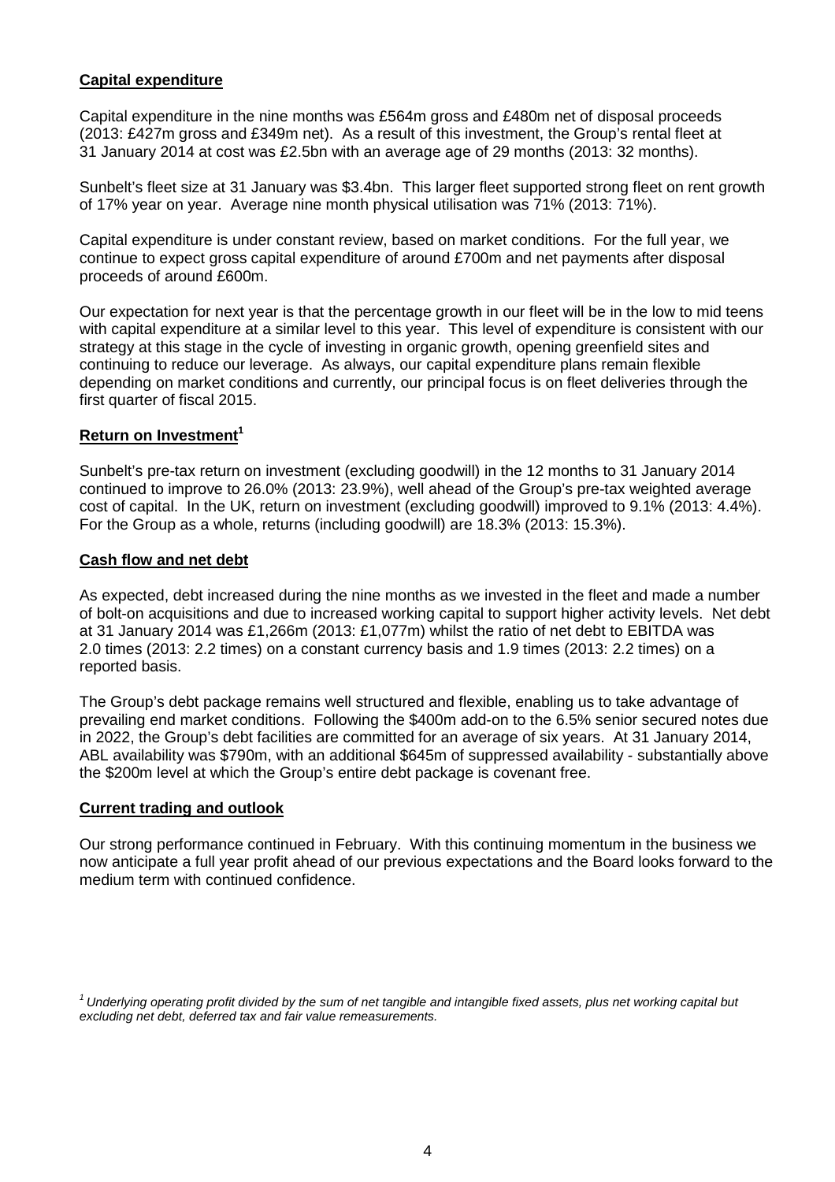**Capital expenditure**

Capital expenditure in the nine months was £564m gross and £480m net of disposal proceeds (2013: £427m gross and £349m net). As a result of this investment, the Group's rental fleet at 31 January 2014 at cost was £2.5bn with an average age of 29 months (2013: 32 months).

Sunbelt's fleet size at 31 January was $3.4bn. This larger fleet supported strong fleet on rent growth of 17% year on year. Average nine month physical utilisation was 71% (2013: 71%).

Capital expenditure is under constant review, based on market conditions. For the full year, we continue to expect gross capital expenditure of around £700m and net payments after disposal proceeds of around £600m.

Our expectation for next year is that the percentage growth in our fleet will be in the low to mid teens with capital expenditure at a similar level to this year. This level of expenditure is consistent with our strategy at this stage in the cycle of investing in organic growth, opening greenfield sites and continuing to reduce our leverage. As always, our capital expenditure plans remain flexible depending on market conditions and currently, our principal focus is on fleet deliveries through the first quarter of fiscal 2015.

**Return on Investment[1]**

Sunbelt's pre-tax return on investment (excluding goodwill) in the 12 months to 31 January 2014 continued to improve to 26.0% (2013: 23.9%), well ahead of the Group's pre-tax weighted average cost of capital. In the UK, return on investment (excluding goodwill) improved to 9.1% (2013: 4.4%). For the Group as a whole, returns (including goodwill) are 18.3% (2013: 15.3%).

**Cash flow and net debt**

As expected, debt increased during the nine months as we invested in the fleet and made a number of bolt-on acquisitions and due to increased working capital to support higher activity levels. Net debt at 31 January 2014 was £1,266m (2013: £1,077m) whilst the ratio of net debt to EBITDA was 2.0 times (2013: 2.2 times) on a constant currency basis and 1.9 times (2013: 2.2 times) on a reported basis.

The Group's debt package remains well structured and flexible, enabling us to take advantage of prevailing end market conditions. Following the $400m add-on to the 6.5% senior secured notes due in 2022, the Group's debt facilities are committed for an average of six years. At 31 January 2014, ABL availability was $790m, with an additional $645m of suppressed availability - substantially above the $200m level at which the Group's entire debt package is covenant free.

**Current trading and outlook**

Our strong performance continued in February. With this continuing momentum in the business we now anticipate a full year profit ahead of our previous expectations and the Board looks forward to the medium term with continued confidence.

*[1] Underlying operating profit divided by the sum of net tangible and intangible fixed assets, plus net working capital but excluding net debt, deferred tax and fair value remeasurements.*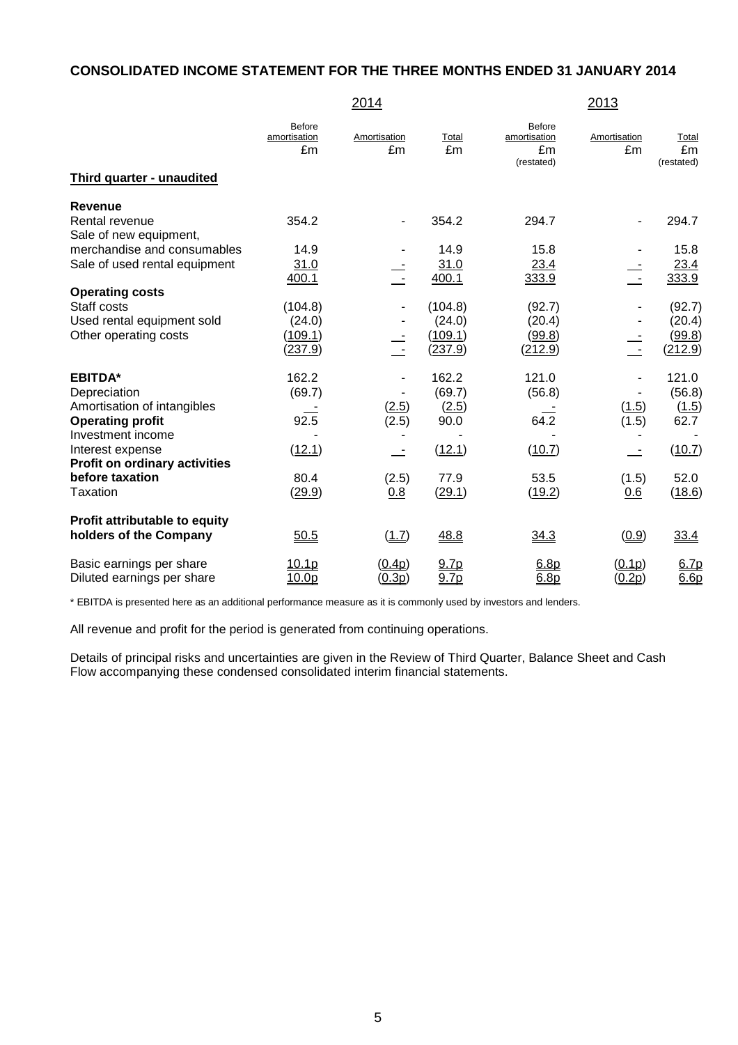## CONSOLIDATED INCOME STATEMENT FOR THE THREE MONTHS ENDED 31 JANUARY 2014

| | 2014 | | | 2013 | | |
|---|---|---|---|---|---|---|
| | Before amortisation £m | Amortisation £m | Total £m | Before amortisation £m (restated) | Amortisation £m | Total £m (restated) |
| **Third quarter - unaudited** | | | | | | |
| **Revenue** | | | | | | |
| Rental revenue | 354.2 | - | 354.2 | 294.7 | - | 294.7 |
| Sale of new equipment, merchandise and consumables | 14.9 | - | 14.9 | 15.8 | - | 15.8 |
| Sale of used rental equipment | 31.0 | - | 31.0 | 23.4 | - | 23.4 |
| | 400.1 | - | 400.1 | 333.9 | - | 333.9 |
| **Operating costs** | | | | | | |
| Staff costs | (104.8) | - | (104.8) | (92.7) | - | (92.7) |
| Used rental equipment sold | (24.0) | - | (24.0) | (20.4) | - | (20.4) |
| Other operating costs | (109.1) | - | (109.1) | (99.8) | - | (99.8) |
| | (237.9) | - | (237.9) | (212.9) | - | (212.9) |
| **EBITDA*** | 162.2 | - | 162.2 | 121.0 | - | 121.0 |
| Depreciation | (69.7) | - | (69.7) | (56.8) | - | (56.8) |
| Amortisation of intangibles | - | (2.5) | (2.5) | - | (1.5) | (1.5) |
| **Operating profit** | 92.5 | (2.5) | 90.0 | 64.2 | (1.5) | 62.7 |
| Investment income | - | - | - | - | - | - |
| Interest expense | (12.1) | - | (12.1) | (10.7) | - | (10.7) |
| **Profit on ordinary activities before taxation** | 80.4 | (2.5) | 77.9 | 53.5 | (1.5) | 52.0 |
| Taxation | (29.9) | 0.8 | (29.1) | (19.2) | 0.6 | (18.6) |
| **Profit attributable to equity holders of the Company** | 50.5 | (1.7) | 48.8 | 34.3 | (0.9) | 33.4 |
| Basic earnings per share | 10.1p | (0.4p) | 9.7p | 6.8p | (0.1p) | 6.7p |
| Diluted earnings per share | 10.0p | (0.3p) | 9.7p | 6.8p | (0.2p) | 6.6p |

* EBITDA is presented here as an additional performance measure as it is commonly used by investors and lenders.

All revenue and profit for the period is generated from continuing operations.

Details of principal risks and uncertainties are given in the Review of Third Quarter, Balance Sheet and Cash Flow accompanying these condensed consolidated interim financial statements.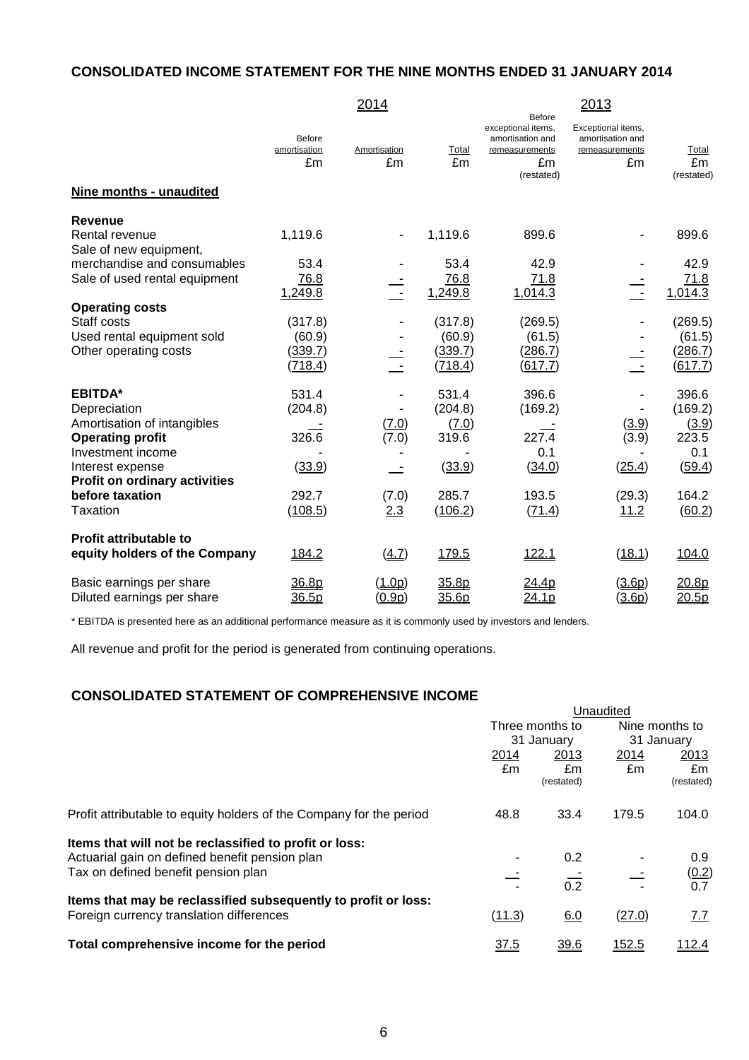## CONSOLIDATED INCOME STATEMENT FOR THE NINE MONTHS ENDED 31 JANUARY 2014

| | 2014 | | | 2013 | | |
|---|---|---|---|---|---|---|
| | Before amortisation £m | Amortisation £m | Total £m | Before exceptional items, amortisation and remeasurements £m (restated) | Exceptional items, amortisation and remeasurements £m | Total £m (restated) |
| **Nine months - unaudited** | | | | | | |
| **Revenue** | | | | | | |
| Rental revenue | 1,119.6 | - | 1,119.6 | 899.6 | - | 899.6 |
| Sale of new equipment, merchandise and consumables | 53.4 | - | 53.4 | 42.9 | - | 42.9 |
| Sale of used rental equipment | 76.8 | - | 76.8 | 71.8 | - | 71.8 |
| | 1,249.8 | - | 1,249.8 | 1,014.3 | - | 1,014.3 |
| **Operating costs** | | | | | | |
| Staff costs | (317.8) | - | (317.8) | (269.5) | - | (269.5) |
| Used rental equipment sold | (60.9) | - | (60.9) | (61.5) | - | (61.5) |
| Other operating costs | (339.7) | - | (339.7) | (286.7) | - | (286.7) |
| | (718.4) | - | (718.4) | (617.7) | - | (617.7) |
| **EBITDA*** | 531.4 | - | 531.4 | 396.6 | - | 396.6 |
| Depreciation | (204.8) | - | (204.8) | (169.2) | - | (169.2) |
| Amortisation of intangibles | - | (7.0) | (7.0) | - | (3.9) | (3.9) |
| **Operating profit** | 326.6 | (7.0) | 319.6 | 227.4 | (3.9) | 223.5 |
| Investment income | - | - | - | 0.1 | - | 0.1 |
| Interest expense | (33.9) | - | (33.9) | (34.0) | (25.4) | (59.4) |
| **Profit on ordinary activities before taxation** | 292.7 | (7.0) | 285.7 | 193.5 | (29.3) | 164.2 |
| Taxation | (108.5) | 2.3 | (106.2) | (71.4) | 11.2 | (60.2) |
| **Profit attributable to equity holders of the Company** | 184.2 | (4.7) | 179.5 | 122.1 | (18.1) | 104.0 |
| Basic earnings per share | 36.8p | (1.0p) | 35.8p | 24.4p | (3.6p) | 20.8p |
| Diluted earnings per share | 36.5p | (0.9p) | 35.6p | 24.1p | (3.6p) | 20.5p |

* EBITDA is presented here as an additional performance measure as it is commonly used by investors and lenders.

All revenue and profit for the period is generated from continuing operations.

## CONSOLIDATED STATEMENT OF COMPREHENSIVE INCOME

| | Unaudited | | | |
|---|---|---|---|---|
| | Three months to 31 January | | Nine months to 31 January | |
| | 2014 £m | 2013 £m (restated) | 2014 £m | 2013 £m (restated) |
| Profit attributable to equity holders of the Company for the period | 48.8 | 33.4 | 179.5 | 104.0 |
| **Items that will not be reclassified to profit or loss:** | | | | |
| Actuarial gain on defined benefit pension plan | - | 0.2 | - | 0.9 |
| Tax on defined benefit pension plan | - | - | - | (0.2) |
| | - | 0.2 | - | 0.7 |
| **Items that may be reclassified subsequently to profit or loss:** | | | | |
| Foreign currency translation differences | (11.3) | 6.0 | (27.0) | 7.7 |
| **Total comprehensive income for the period** | 37.5 | 39.6 | 152.5 | 112.4 |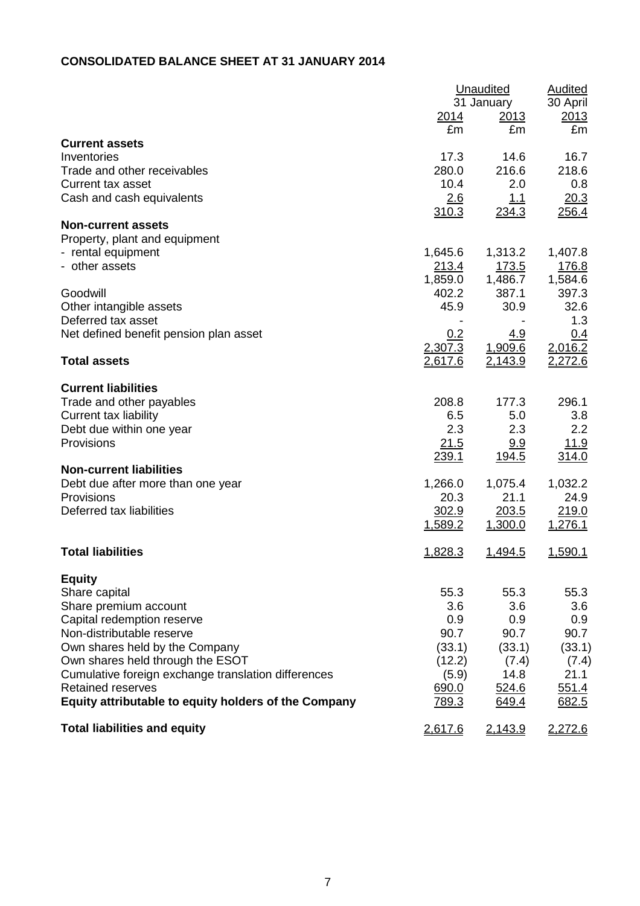**CONSOLIDATED BALANCE SHEET AT 31 JANUARY 2014**

| | Unaudited 31 January 2014 | Unaudited 31 January 2013 | Audited 30 April 2013 |
|---|---|---|---|
| | £m | £m | £m |
| **Current assets** | | | |
| Inventories | 17.3 | 14.6 | 16.7 |
| Trade and other receivables | 280.0 | 216.6 | 218.6 |
| Current tax asset | 10.4 | 2.0 | 0.8 |
| Cash and cash equivalents | 2.6 | 1.1 | 20.3 |
| | 310.3 | 234.3 | 256.4 |
| **Non-current assets** | | | |
| Property, plant and equipment | | | |
| - rental equipment | 1,645.6 | 1,313.2 | 1,407.8 |
| - other assets | 213.4 | 173.5 | 176.8 |
| | 1,859.0 | 1,486.7 | 1,584.6 |
| Goodwill | 402.2 | 387.1 | 397.3 |
| Other intangible assets | 45.9 | 30.9 | 32.6 |
| Deferred tax asset | - | - | 1.3 |
| Net defined benefit pension plan asset | 0.2 | 4.9 | 0.4 |
| | 2,307.3 | 1,909.6 | 2,016.2 |
| **Total assets** | 2,617.6 | 2,143.9 | 2,272.6 |
| **Current liabilities** | | | |
| Trade and other payables | 208.8 | 177.3 | 296.1 |
| Current tax liability | 6.5 | 5.0 | 3.8 |
| Debt due within one year | 2.3 | 2.3 | 2.2 |
| Provisions | 21.5 | 9.9 | 11.9 |
| | 239.1 | 194.5 | 314.0 |
| **Non-current liabilities** | | | |
| Debt due after more than one year | 1,266.0 | 1,075.4 | 1,032.2 |
| Provisions | 20.3 | 21.1 | 24.9 |
| Deferred tax liabilities | 302.9 | 203.5 | 219.0 |
| | 1,589.2 | 1,300.0 | 1,276.1 |
| **Total liabilities** | 1,828.3 | 1,494.5 | 1,590.1 |
| **Equity** | | | |
| Share capital | 55.3 | 55.3 | 55.3 |
| Share premium account | 3.6 | 3.6 | 3.6 |
| Capital redemption reserve | 0.9 | 0.9 | 0.9 |
| Non-distributable reserve | 90.7 | 90.7 | 90.7 |
| Own shares held by the Company | (33.1) | (33.1) | (33.1) |
| Own shares held through the ESOT | (12.2) | (7.4) | (7.4) |
| Cumulative foreign exchange translation differences | (5.9) | 14.8 | 21.1 |
| Retained reserves | 690.0 | 524.6 | 551.4 |
| **Equity attributable to equity holders of the Company** | 789.3 | 649.4 | 682.5 |
| **Total liabilities and equity** | 2,617.6 | 2,143.9 | 2,272.6 |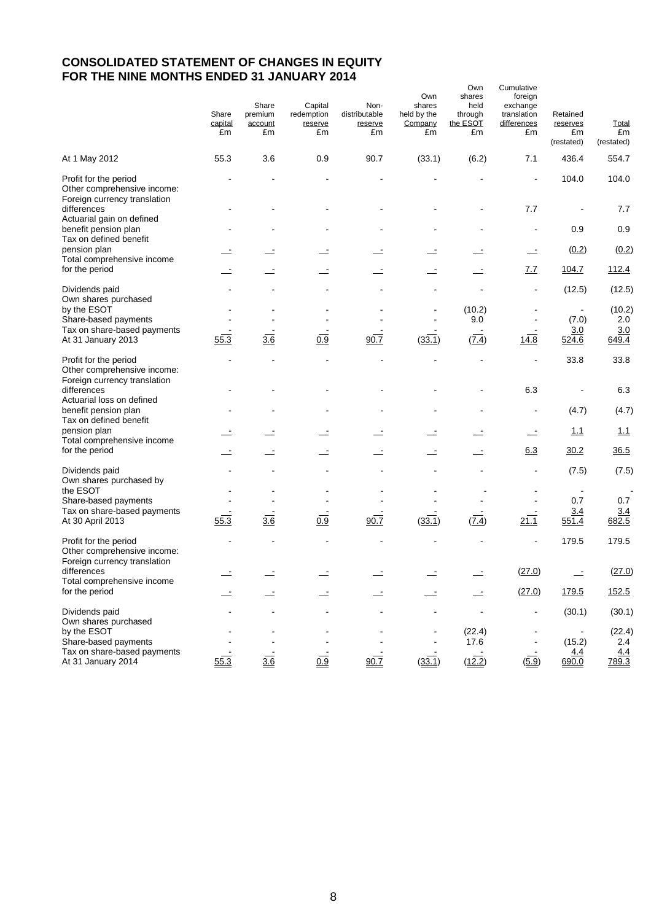# CONSOLIDATED STATEMENT OF CHANGES IN EQUITY
# FOR THE NINE MONTHS ENDED 31 JANUARY 2014

| | Share capital £m | Share premium account £m | Capital redemption reserve £m | Non-distributable reserve £m | Own shares held by the Company £m | Own shares held through the ESOT £m | Cumulative foreign exchange translation differences £m | Retained reserves £m (restated) | Total £m (restated) |
|---|---|---|---|---|---|---|---|---|---|
| At 1 May 2012 | 55.3 | 3.6 | 0.9 | 90.7 | (33.1) | (6.2) | 7.1 | 436.4 | 554.7 |
| Profit for the period | - | - | - | - | - | - | - | 104.0 | 104.0 |
| Other comprehensive income: | | | | | | | | | |
| Foreign currency translation differences | - | - | - | - | - | - | 7.7 | - | 7.7 |
| Actuarial gain on defined benefit pension plan | - | - | - | - | - | - | - | 0.9 | 0.9 |
| Tax on defined benefit pension plan | - | - | - | - | - | - | - | (0.2) | (0.2) |
| Total comprehensive income for the period | - | - | - | - | - | - | 7.7 | 104.7 | 112.4 |
| Dividends paid | - | - | - | - | - | - | - | (12.5) | (12.5) |
| Own shares purchased by the ESOT | - | - | - | - | - | (10.2) | - | - | (10.2) |
| Share-based payments | - | - | - | - | - | 9.0 | - | (7.0) | 2.0 |
| Tax on share-based payments | - | - | - | - | - | - | - | 3.0 | 3.0 |
| At 31 January 2013 | 55.3 | 3.6 | 0.9 | 90.7 | (33.1) | (7.4) | 14.8 | 524.6 | 649.4 |
| Profit for the period | - | - | - | - | - | - | - | 33.8 | 33.8 |
| Other comprehensive income: | | | | | | | | | |
| Foreign currency translation differences | - | - | - | - | - | - | 6.3 | - | 6.3 |
| Actuarial loss on defined benefit pension plan | - | - | - | - | - | - | - | (4.7) | (4.7) |
| Tax on defined benefit pension plan | - | - | - | - | - | - | - | 1.1 | 1.1 |
| Total comprehensive income for the period | - | - | - | - | - | - | 6.3 | 30.2 | 36.5 |
| Dividends paid | - | - | - | - | - | - | - | (7.5) | (7.5) |
| Own shares purchased by the ESOT | - | - | - | - | - | - | - | - | - |
| Share-based payments | - | - | - | - | - | - | - | 0.7 | 0.7 |
| Tax on share-based payments | - | - | - | - | - | - | - | 3.4 | 3.4 |
| At 30 April 2013 | 55.3 | 3.6 | 0.9 | 90.7 | (33.1) | (7.4) | 21.1 | 551.4 | 682.5 |
| Profit for the period | - | - | - | - | - | - | - | 179.5 | 179.5 |
| Other comprehensive income: | | | | | | | | | |
| Foreign currency translation differences | - | - | - | - | - | - | (27.0) | - | (27.0) |
| Total comprehensive income for the period | - | - | - | - | - | - | (27.0) | 179.5 | 152.5 |
| Dividends paid | - | - | - | - | - | - | - | (30.1) | (30.1) |
| Own shares purchased by the ESOT | - | - | - | - | - | (22.4) | - | - | (22.4) |
| Share-based payments | - | - | - | - | - | 17.6 | - | (15.2) | 2.4 |
| Tax on share-based payments | - | - | - | - | - | - | - | 4.4 | 4.4 |
| At 31 January 2014 | 55.3 | 3.6 | 0.9 | 90.7 | (33.1) | (12.2) | (5.9) | 690.0 | 789.3 |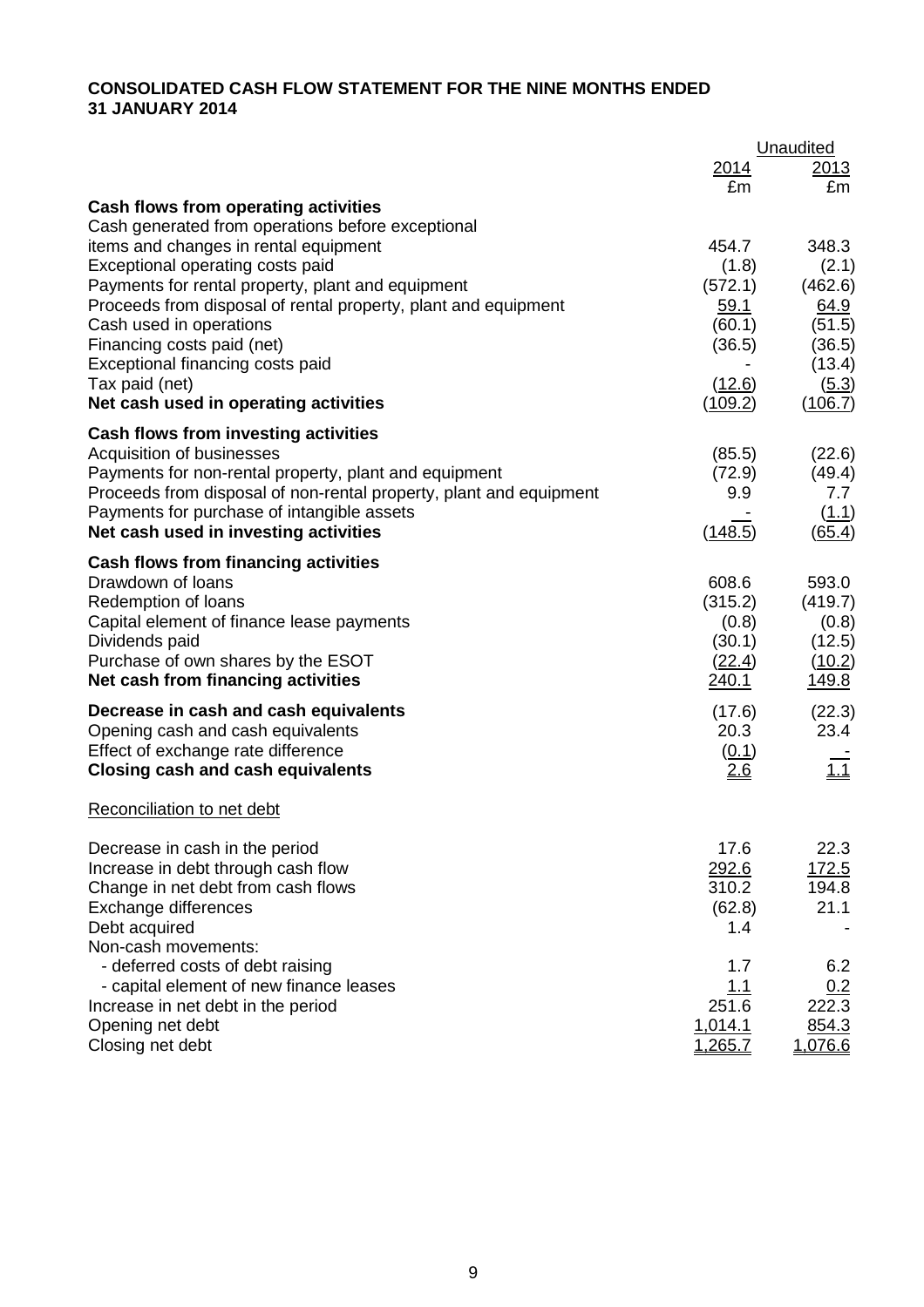**CONSOLIDATED CASH FLOW STATEMENT FOR THE NINE MONTHS ENDED 31 JANUARY 2014**

| | Unaudited | |
|---|---|---|
| | 2014 | 2013 |
| | £m | £m |
| **Cash flows from operating activities** | | |
| Cash generated from operations before exceptional items and changes in rental equipment | 454.7 | 348.3 |
| Exceptional operating costs paid | (1.8) | (2.1) |
| Payments for rental property, plant and equipment | (572.1) | (462.6) |
| Proceeds from disposal of rental property, plant and equipment | 59.1 | 64.9 |
| Cash used in operations | (60.1) | (51.5) |
| Financing costs paid (net) | (36.5) | (36.5) |
| Exceptional financing costs paid | - | (13.4) |
| Tax paid (net) | (12.6) | (5.3) |
| **Net cash used in operating activities** | (109.2) | (106.7) |
| **Cash flows from investing activities** | | |
| Acquisition of businesses | (85.5) | (22.6) |
| Payments for non-rental property, plant and equipment | (72.9) | (49.4) |
| Proceeds from disposal of non-rental property, plant and equipment | 9.9 | 7.7 |
| Payments for purchase of intangible assets | - | (1.1) |
| **Net cash used in investing activities** | (148.5) | (65.4) |
| **Cash flows from financing activities** | | |
| Drawdown of loans | 608.6 | 593.0 |
| Redemption of loans | (315.2) | (419.7) |
| Capital element of finance lease payments | (0.8) | (0.8) |
| Dividends paid | (30.1) | (12.5) |
| Purchase of own shares by the ESOT | (22.4) | (10.2) |
| **Net cash from financing activities** | 240.1 | 149.8 |
| **Decrease in cash and cash equivalents** | (17.6) | (22.3) |
| Opening cash and cash equivalents | 20.3 | 23.4 |
| Effect of exchange rate difference | (0.1) | - |
| **Closing cash and cash equivalents** | 2.6 | 1.1 |

Reconciliation to net debt

| | 2014 | 2013 |
|---|---|---|
| Decrease in cash in the period | 17.6 | 22.3 |
| Increase in debt through cash flow | 292.6 | 172.5 |
| Change in net debt from cash flows | 310.2 | 194.8 |
| Exchange differences | (62.8) | 21.1 |
| Debt acquired | 1.4 | - |
| Non-cash movements: | | |
| - deferred costs of debt raising | 1.7 | 6.2 |
| - capital element of new finance leases | 1.1 | 0.2 |
| Increase in net debt in the period | 251.6 | 222.3 |
| Opening net debt | 1,014.1 | 854.3 |
| Closing net debt | 1,265.7 | 1,076.6 |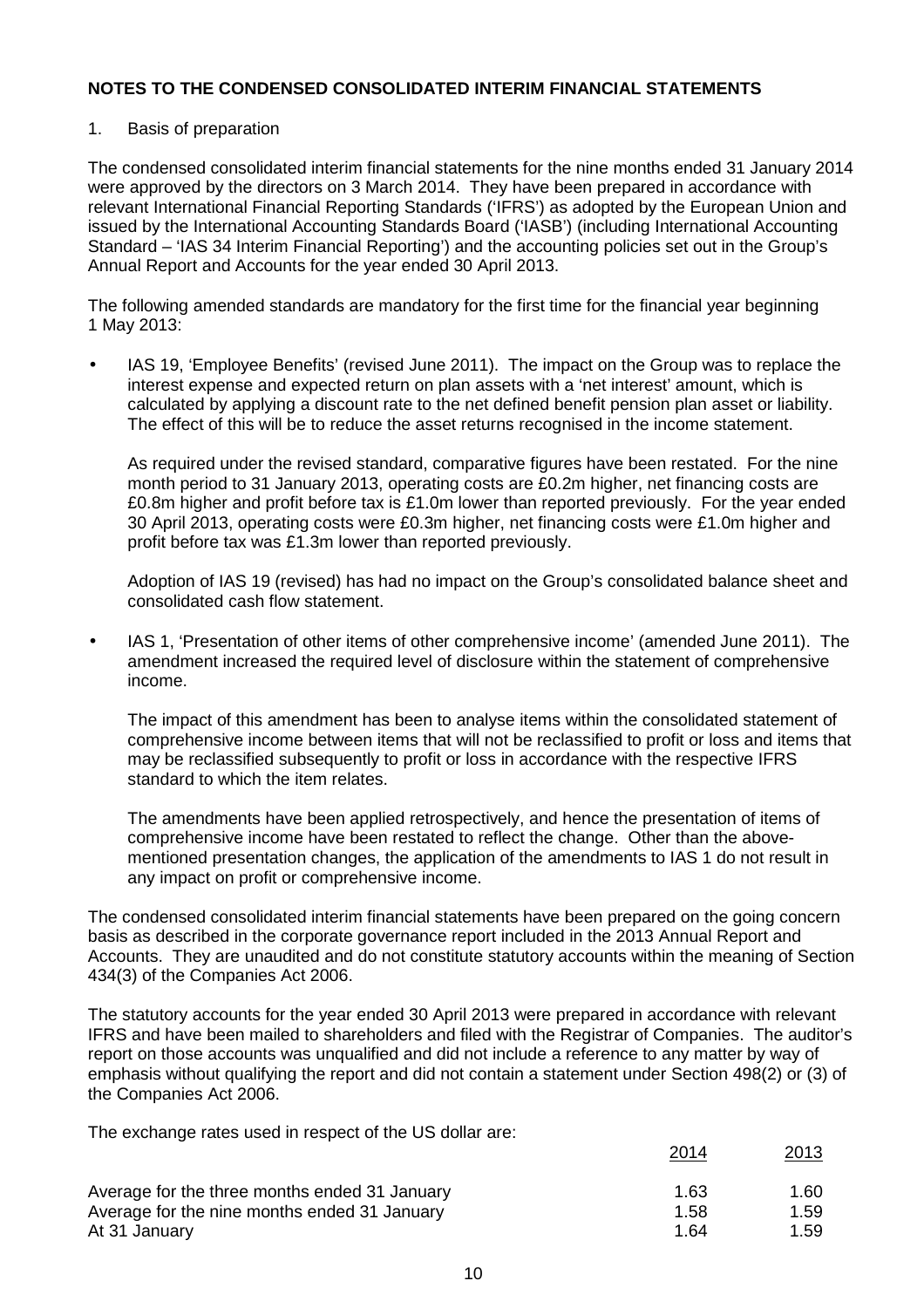**NOTES TO THE CONDENSED CONSOLIDATED INTERIM FINANCIAL STATEMENTS**

1. Basis of preparation

The condensed consolidated interim financial statements for the nine months ended 31 January 2014 were approved by the directors on 3 March 2014. They have been prepared in accordance with relevant International Financial Reporting Standards ('IFRS') as adopted by the European Union and issued by the International Accounting Standards Board ('IASB') (including International Accounting Standard – 'IAS 34 Interim Financial Reporting') and the accounting policies set out in the Group's Annual Report and Accounts for the year ended 30 April 2013.

The following amended standards are mandatory for the first time for the financial year beginning 1 May 2013:

- IAS 19, 'Employee Benefits' (revised June 2011). The impact on the Group was to replace the interest expense and expected return on plan assets with a 'net interest' amount, which is calculated by applying a discount rate to the net defined benefit pension plan asset or liability. The effect of this will be to reduce the asset returns recognised in the income statement.

  As required under the revised standard, comparative figures have been restated. For the nine month period to 31 January 2013, operating costs are £0.2m higher, net financing costs are £0.8m higher and profit before tax is £1.0m lower than reported previously. For the year ended 30 April 2013, operating costs were £0.3m higher, net financing costs were £1.0m higher and profit before tax was £1.3m lower than reported previously.

  Adoption of IAS 19 (revised) has had no impact on the Group's consolidated balance sheet and consolidated cash flow statement.

- IAS 1, 'Presentation of other items of other comprehensive income' (amended June 2011). The amendment increased the required level of disclosure within the statement of comprehensive income.

  The impact of this amendment has been to analyse items within the consolidated statement of comprehensive income between items that will not be reclassified to profit or loss and items that may be reclassified subsequently to profit or loss in accordance with the respective IFRS standard to which the item relates.

  The amendments have been applied retrospectively, and hence the presentation of items of comprehensive income have been restated to reflect the change. Other than the above-mentioned presentation changes, the application of the amendments to IAS 1 do not result in any impact on profit or comprehensive income.

The condensed consolidated interim financial statements have been prepared on the going concern basis as described in the corporate governance report included in the 2013 Annual Report and Accounts. They are unaudited and do not constitute statutory accounts within the meaning of Section 434(3) of the Companies Act 2006.

The statutory accounts for the year ended 30 April 2013 were prepared in accordance with relevant IFRS and have been mailed to shareholders and filed with the Registrar of Companies. The auditor's report on those accounts was unqualified and did not include a reference to any matter by way of emphasis without qualifying the report and did not contain a statement under Section 498(2) or (3) of the Companies Act 2006.

The exchange rates used in respect of the US dollar are:

| | 2014 | 2013 |
|---|---|---|
| Average for the three months ended 31 January | 1.63 | 1.60 |
| Average for the nine months ended 31 January | 1.58 | 1.59 |
| At 31 January | 1.64 | 1.59 |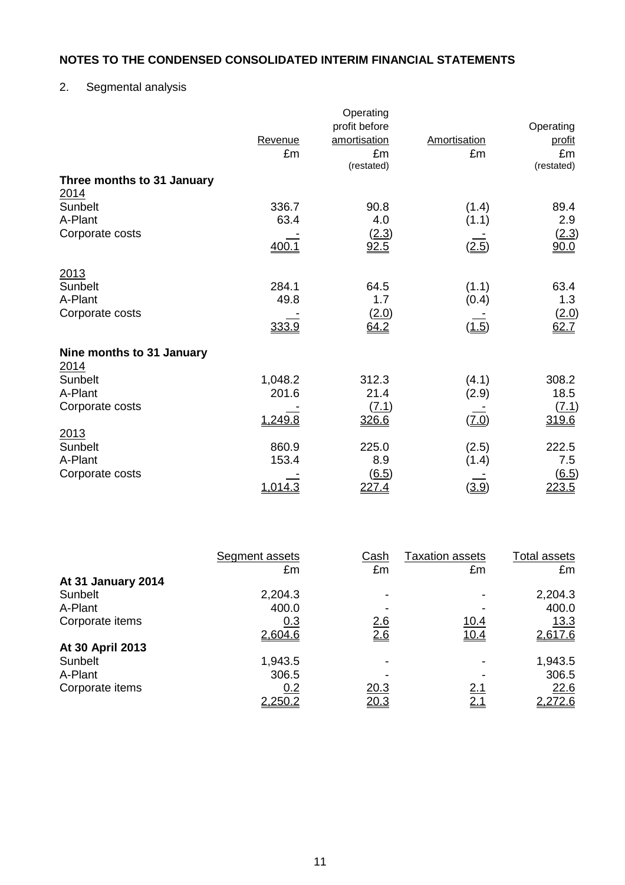## NOTES TO THE CONDENSED CONSOLIDATED INTERIM FINANCIAL STATEMENTS

2. Segmental analysis

| | Revenue<br>£m | Operating profit before amortisation<br>£m<br>(restated) | Amortisation<br>£m | Operating profit<br>£m<br>(restated) |
|---|---|---|---|---|
| **Three months to 31 January** | | | | |
| 2014 | | | | |
| Sunbelt | 336.7 | 90.8 | (1.4) | 89.4 |
| A-Plant | 63.4 | 4.0 | (1.1) | 2.9 |
| Corporate costs | - | (2.3) | - | (2.3) |
| | 400.1 | 92.5 | (2.5) | 90.0 |
| 2013 | | | | |
| Sunbelt | 284.1 | 64.5 | (1.1) | 63.4 |
| A-Plant | 49.8 | 1.7 | (0.4) | 1.3 |
| Corporate costs | - | (2.0) | - | (2.0) |
| | 333.9 | 64.2 | (1.5) | 62.7 |
| **Nine months to 31 January** | | | | |
| 2014 | | | | |
| Sunbelt | 1,048.2 | 312.3 | (4.1) | 308.2 |
| A-Plant | 201.6 | 21.4 | (2.9) | 18.5 |
| Corporate costs | - | (7.1) | - | (7.1) |
| | 1,249.8 | 326.6 | (7.0) | 319.6 |
| 2013 | | | | |
| Sunbelt | 860.9 | 225.0 | (2.5) | 222.5 |
| A-Plant | 153.4 | 8.9 | (1.4) | 7.5 |
| Corporate costs | - | (6.5) | - | (6.5) |
| | 1,014.3 | 227.4 | (3.9) | 223.5 |

| | Segment assets<br>£m | Cash<br>£m | Taxation assets<br>£m | Total assets<br>£m |
|---|---|---|---|---|
| **At 31 January 2014** | | | | |
| Sunbelt | 2,204.3 | - | - | 2,204.3 |
| A-Plant | 400.0 | - | - | 400.0 |
| Corporate items | 0.3 | 2.6 | 10.4 | 13.3 |
| | 2,604.6 | 2.6 | 10.4 | 2,617.6 |
| **At 30 April 2013** | | | | |
| Sunbelt | 1,943.5 | - | - | 1,943.5 |
| A-Plant | 306.5 | - | - | 306.5 |
| Corporate items | 0.2 | 20.3 | 2.1 | 22.6 |
| | 2,250.2 | 20.3 | 2.1 | 2,272.6 |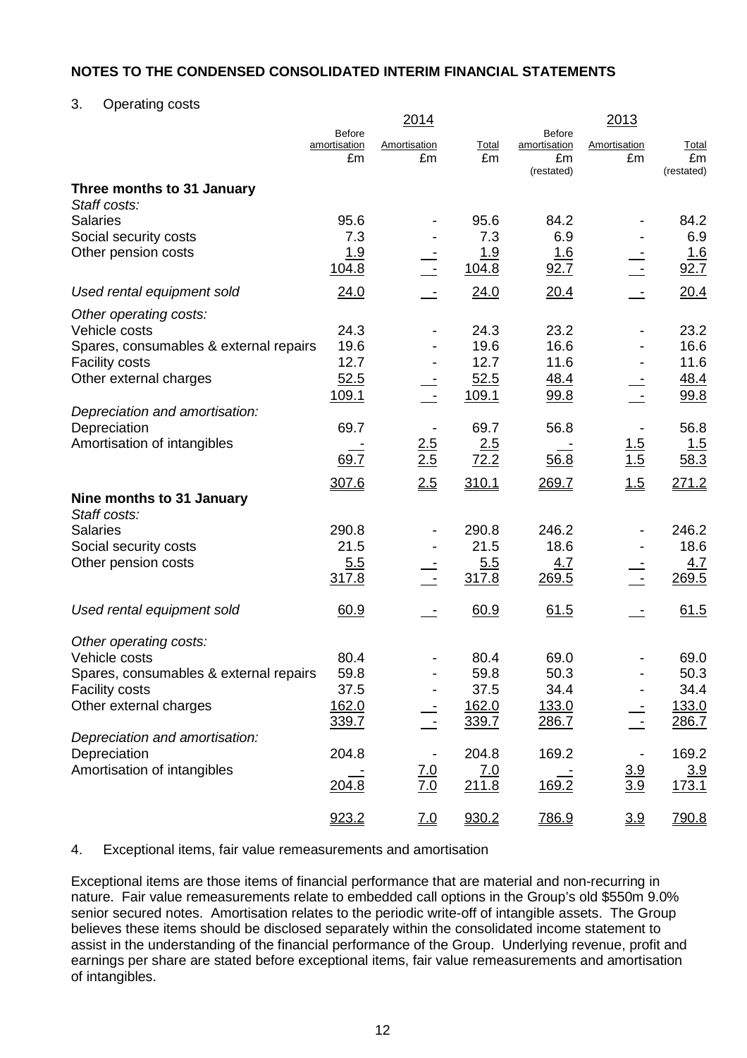## NOTES TO THE CONDENSED CONSOLIDATED INTERIM FINANCIAL STATEMENTS

3. Operating costs

| | 2014 | | | 2013 | | |
|---|---|---|---|---|---|---|
| | Before amortisation £m | Amortisation £m | Total £m | Before amortisation £m (restated) | Amortisation £m | Total £m (restated) |
| **Three months to 31 January** | | | | | | |
| *Staff costs:* | | | | | | |
| Salaries | 95.6 | - | 95.6 | 84.2 | - | 84.2 |
| Social security costs | 7.3 | - | 7.3 | 6.9 | - | 6.9 |
| Other pension costs | 1.9 | - | 1.9 | 1.6 | - | 1.6 |
| | 104.8 | - | 104.8 | 92.7 | - | 92.7 |
| *Used rental equipment sold* | 24.0 | - | 24.0 | 20.4 | - | 20.4 |
| *Other operating costs:* | | | | | | |
| Vehicle costs | 24.3 | - | 24.3 | 23.2 | - | 23.2 |
| Spares, consumables & external repairs | 19.6 | - | 19.6 | 16.6 | - | 16.6 |
| Facility costs | 12.7 | - | 12.7 | 11.6 | - | 11.6 |
| Other external charges | 52.5 | - | 52.5 | 48.4 | - | 48.4 |
| | 109.1 | - | 109.1 | 99.8 | - | 99.8 |
| *Depreciation and amortisation:* | | | | | | |
| Depreciation | 69.7 | - | 69.7 | 56.8 | - | 56.8 |
| Amortisation of intangibles | - | 2.5 | 2.5 | - | 1.5 | 1.5 |
| | 69.7 | 2.5 | 72.2 | 56.8 | 1.5 | 58.3 |
| | 307.6 | 2.5 | 310.1 | 269.7 | 1.5 | 271.2 |
| **Nine months to 31 January** | | | | | | |
| *Staff costs:* | | | | | | |
| Salaries | 290.8 | - | 290.8 | 246.2 | - | 246.2 |
| Social security costs | 21.5 | - | 21.5 | 18.6 | - | 18.6 |
| Other pension costs | 5.5 | - | 5.5 | 4.7 | - | 4.7 |
| | 317.8 | - | 317.8 | 269.5 | - | 269.5 |
| *Used rental equipment sold* | 60.9 | - | 60.9 | 61.5 | - | 61.5 |
| *Other operating costs:* | | | | | | |
| Vehicle costs | 80.4 | - | 80.4 | 69.0 | - | 69.0 |
| Spares, consumables & external repairs | 59.8 | - | 59.8 | 50.3 | - | 50.3 |
| Facility costs | 37.5 | - | 37.5 | 34.4 | - | 34.4 |
| Other external charges | 162.0 | - | 162.0 | 133.0 | - | 133.0 |
| | 339.7 | - | 339.7 | 286.7 | - | 286.7 |
| *Depreciation and amortisation:* | | | | | | |
| Depreciation | 204.8 | - | 204.8 | 169.2 | - | 169.2 |
| Amortisation of intangibles | - | 7.0 | 7.0 | - | 3.9 | 3.9 |
| | 204.8 | 7.0 | 211.8 | 169.2 | 3.9 | 173.1 |
| | 923.2 | 7.0 | 930.2 | 786.9 | 3.9 | 790.8 |

4. Exceptional items, fair value remeasurements and amortisation

Exceptional items are those items of financial performance that are material and non-recurring in nature. Fair value remeasurements relate to embedded call options in the Group's old $550m 9.0% senior secured notes. Amortisation relates to the periodic write-off of intangible assets. The Group believes these items should be disclosed separately within the consolidated income statement to assist in the understanding of the financial performance of the Group. Underlying revenue, profit and earnings per share are stated before exceptional items, fair value remeasurements and amortisation of intangibles.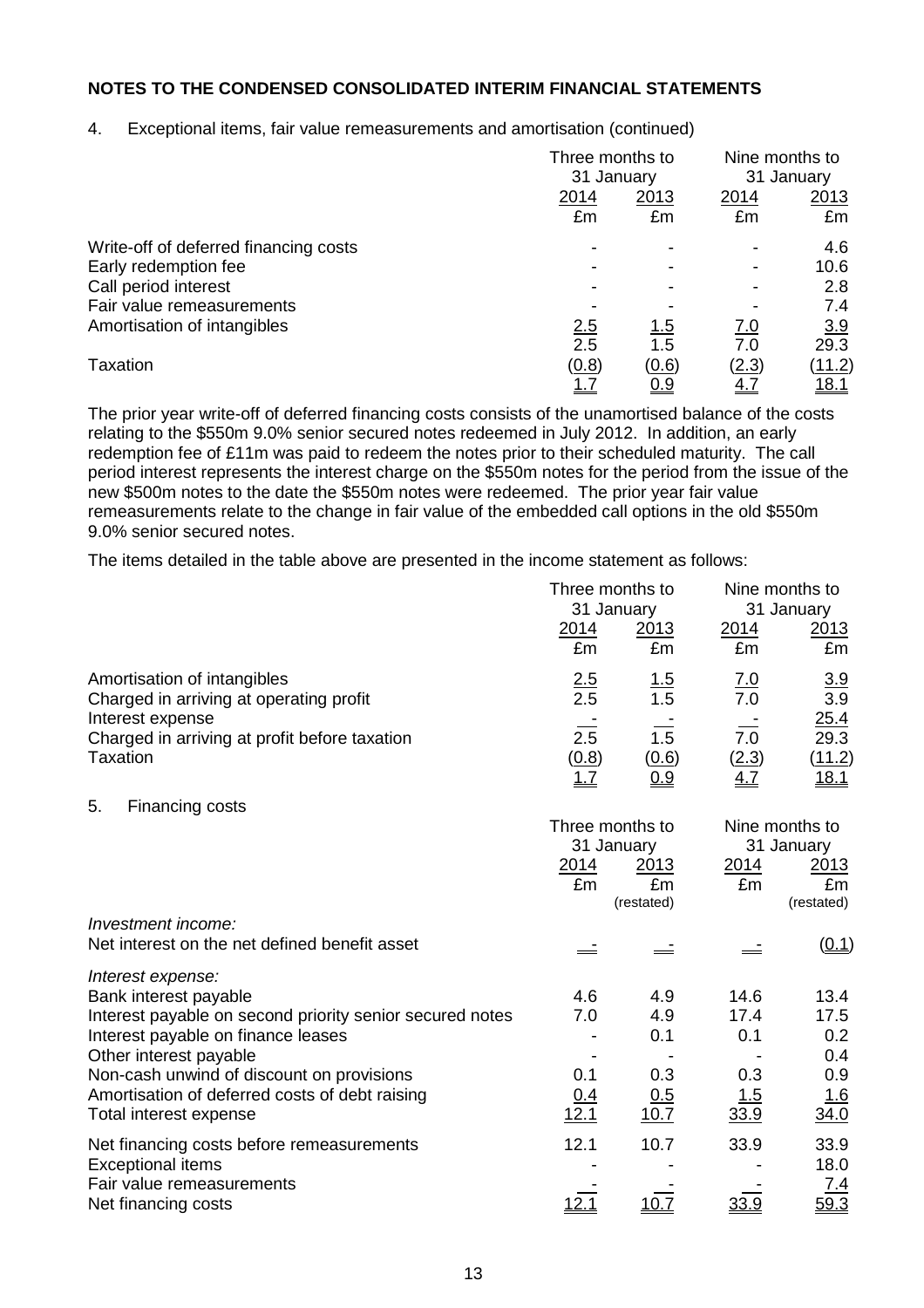**NOTES TO THE CONDENSED CONSOLIDATED INTERIM FINANCIAL STATEMENTS**

4. Exceptional items, fair value remeasurements and amortisation (continued)

| | Three months to 31 January | | Nine months to 31 January | |
|---|---|---|---|---|
| | 2014 | 2013 | 2014 | 2013 |
| | £m | £m | £m | £m |
| Write-off of deferred financing costs | - | - | - | 4.6 |
| Early redemption fee | - | - | - | 10.6 |
| Call period interest | - | - | - | 2.8 |
| Fair value remeasurements | - | - | - | 7.4 |
| Amortisation of intangibles | 2.5 | 1.5 | 7.0 | 3.9 |
| | 2.5 | 1.5 | 7.0 | 29.3 |
| Taxation | (0.8) | (0.6) | (2.3) | (11.2) |
| | 1.7 | 0.9 | 4.7 | 18.1 |

The prior year write-off of deferred financing costs consists of the unamortised balance of the costs relating to the $550m 9.0% senior secured notes redeemed in July 2012. In addition, an early redemption fee of £11m was paid to redeem the notes prior to their scheduled maturity. The call period interest represents the interest charge on the $550m notes for the period from the issue of the new $500m notes to the date the $550m notes were redeemed. The prior year fair value remeasurements relate to the change in fair value of the embedded call options in the old $550m 9.0% senior secured notes.

The items detailed in the table above are presented in the income statement as follows:

| | Three months to 31 January | | Nine months to 31 January | |
|---|---|---|---|---|
| | 2014 | 2013 | 2014 | 2013 |
| | £m | £m | £m | £m |
| Amortisation of intangibles | 2.5 | 1.5 | 7.0 | 3.9 |
| Charged in arriving at operating profit | 2.5 | 1.5 | 7.0 | 3.9 |
| Interest expense | - | - | - | 25.4 |
| Charged in arriving at profit before taxation | 2.5 | 1.5 | 7.0 | 29.3 |
| Taxation | (0.8) | (0.6) | (2.3) | (11.2) |
| | 1.7 | 0.9 | 4.7 | 18.1 |

5. Financing costs

| | Three months to 31 January | | Nine months to 31 January | |
|---|---|---|---|---|
| | 2014 | 2013 | 2014 | 2013 |
| | £m | £m (restated) | £m | £m (restated) |
| *Investment income:* | | | | |
| Net interest on the net defined benefit asset | - | - | - | (0.1) |
| *Interest expense:* | | | | |
| Bank interest payable | 4.6 | 4.9 | 14.6 | 13.4 |
| Interest payable on second priority senior secured notes | 7.0 | 4.9 | 17.4 | 17.5 |
| Interest payable on finance leases | - | 0.1 | 0.1 | 0.2 |
| Other interest payable | - | - | - | 0.4 |
| Non-cash unwind of discount on provisions | 0.1 | 0.3 | 0.3 | 0.9 |
| Amortisation of deferred costs of debt raising | 0.4 | 0.5 | 1.5 | 1.6 |
| Total interest expense | 12.1 | 10.7 | 33.9 | 34.0 |
| Net financing costs before remeasurements | 12.1 | 10.7 | 33.9 | 33.9 |
| Exceptional items | - | - | - | 18.0 |
| Fair value remeasurements | - | - | - | 7.4 |
| Net financing costs | 12.1 | 10.7 | 33.9 | 59.3 |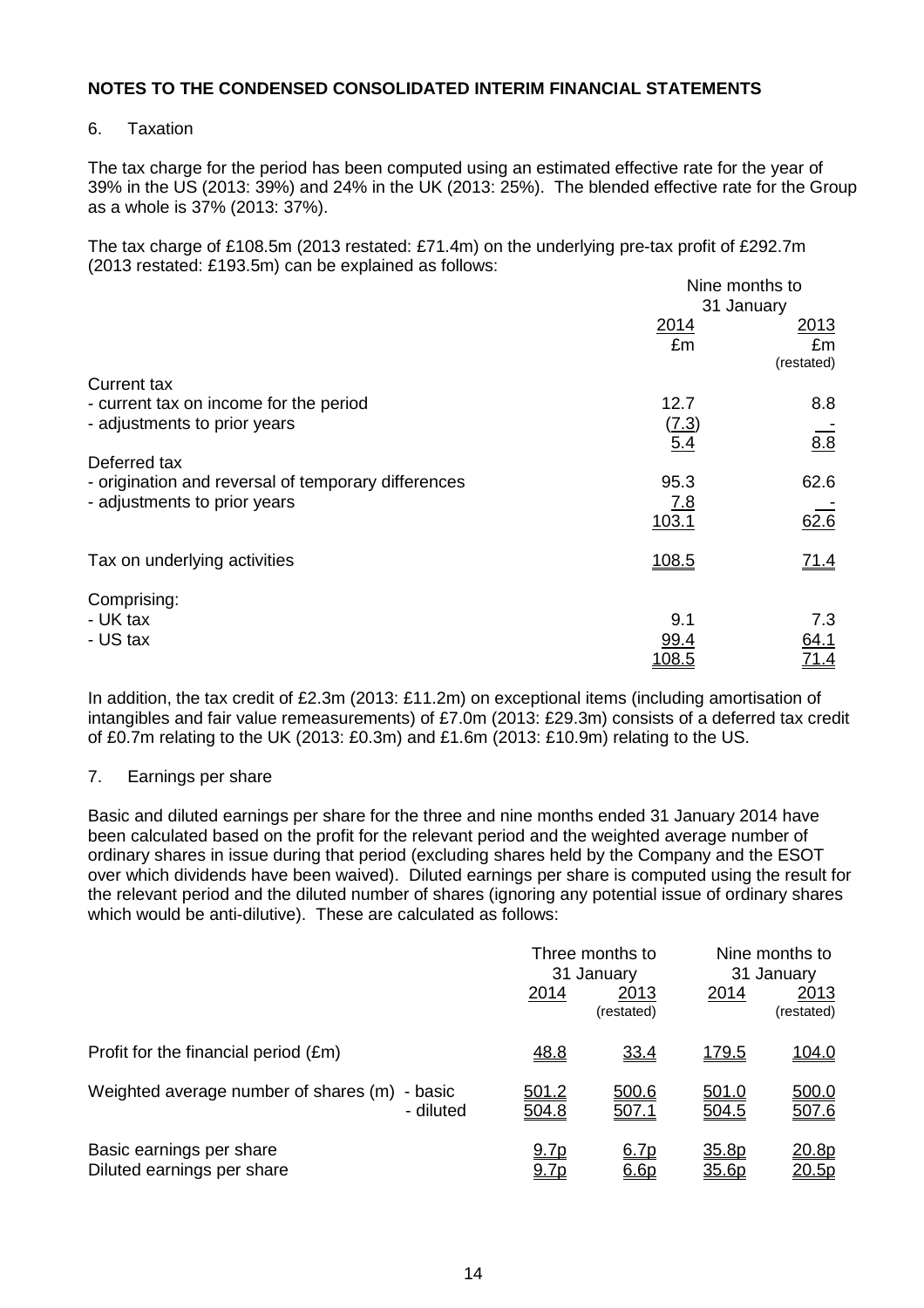## NOTES TO THE CONDENSED CONSOLIDATED INTERIM FINANCIAL STATEMENTS

6. Taxation

The tax charge for the period has been computed using an estimated effective rate for the year of 39% in the US (2013: 39%) and 24% in the UK (2013: 25%). The blended effective rate for the Group as a whole is 37% (2013: 37%).

The tax charge of £108.5m (2013 restated: £71.4m) on the underlying pre-tax profit of £292.7m (2013 restated: £193.5m) can be explained as follows:

| | Nine months to 31 January | |
|---|---|---|
| | 2014 | 2013 |
| | £m | £m (restated) |
| Current tax | | |
| - current tax on income for the period | 12.7 | 8.8 |
| - adjustments to prior years | (7.3) | - |
| | 5.4 | 8.8 |
| Deferred tax | | |
| - origination and reversal of temporary differences | 95.3 | 62.6 |
| - adjustments to prior years | 7.8 | - |
| | 103.1 | 62.6 |
| Tax on underlying activities | 108.5 | 71.4 |
| Comprising: | | |
| - UK tax | 9.1 | 7.3 |
| - US tax | 99.4 | 64.1 |
| | 108.5 | 71.4 |

In addition, the tax credit of £2.3m (2013: £11.2m) on exceptional items (including amortisation of intangibles and fair value remeasurements) of £7.0m (2013: £29.3m) consists of a deferred tax credit of £0.7m relating to the UK (2013: £0.3m) and £1.6m (2013: £10.9m) relating to the US.

7. Earnings per share

Basic and diluted earnings per share for the three and nine months ended 31 January 2014 have been calculated based on the profit for the relevant period and the weighted average number of ordinary shares in issue during that period (excluding shares held by the Company and the ESOT over which dividends have been waived). Diluted earnings per share is computed using the result for the relevant period and the diluted number of shares (ignoring any potential issue of ordinary shares which would be anti-dilutive). These are calculated as follows:

| | | Three months to 31 January | | Nine months to 31 January | |
|---|---|---|---|---|---|
| | | 2014 | 2013 (restated) | 2014 | 2013 (restated) |
| Profit for the financial period (£m) | | 48.8 | 33.4 | 179.5 | 104.0 |
| Weighted average number of shares (m) | - basic | 501.2 | 500.6 | 501.0 | 500.0 |
| | - diluted | 504.8 | 507.1 | 504.5 | 507.6 |
| Basic earnings per share | | 9.7p | 6.7p | 35.8p | 20.8p |
| Diluted earnings per share | | 9.7p | 6.6p | 35.6p | 20.5p |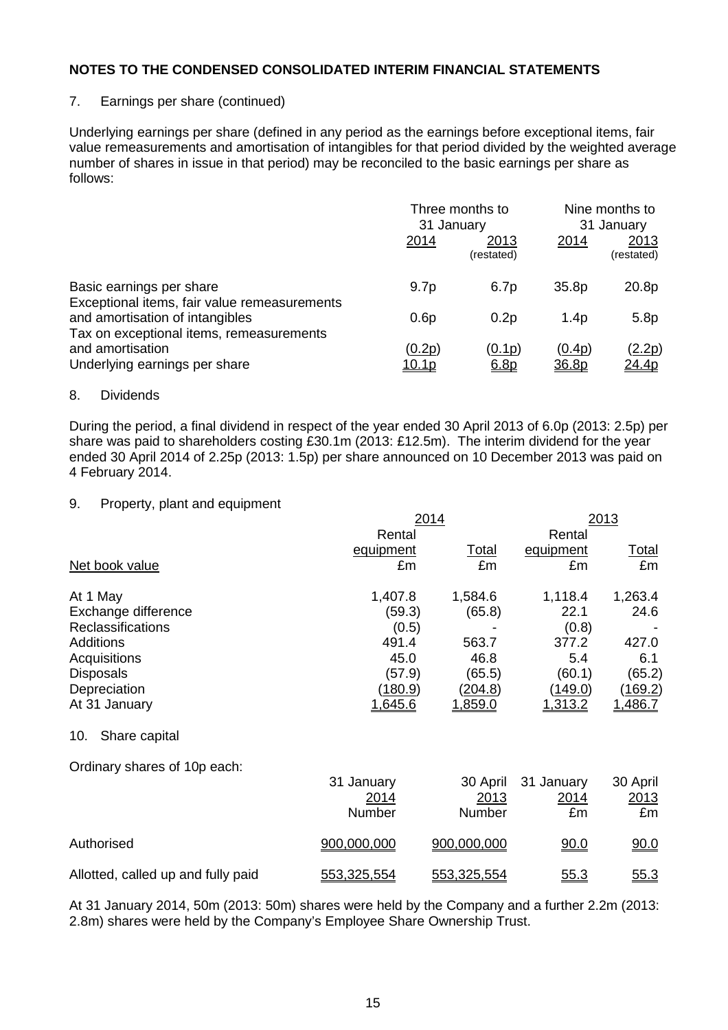## NOTES TO THE CONDENSED CONSOLIDATED INTERIM FINANCIAL STATEMENTS

7. Earnings per share (continued)

Underlying earnings per share (defined in any period as the earnings before exceptional items, fair value remeasurements and amortisation of intangibles for that period divided by the weighted average number of shares in issue in that period) may be reconciled to the basic earnings per share as follows:

| | Three months to 31 January | | Nine months to 31 January | |
|---|---|---|---|---|
| | 2014 | 2013 (restated) | 2014 | 2013 (restated) |
| Basic earnings per share | 9.7p | 6.7p | 35.8p | 20.8p |
| Exceptional items, fair value remeasurements and amortisation of intangibles | 0.6p | 0.2p | 1.4p | 5.8p |
| Tax on exceptional items, remeasurements and amortisation | (0.2p) | (0.1p) | (0.4p) | (2.2p) |
| Underlying earnings per share | 10.1p | 6.8p | 36.8p | 24.4p |

8. Dividends

During the period, a final dividend in respect of the year ended 30 April 2013 of 6.0p (2013: 2.5p) per share was paid to shareholders costing £30.1m (2013: £12.5m). The interim dividend for the year ended 30 April 2014 of 2.25p (2013: 1.5p) per share announced on 10 December 2013 was paid on 4 February 2014.

9. Property, plant and equipment

| | 2014 | | 2013 | |
|---|---|---|---|---|
| | Rental equipment | Total | Rental equipment | Total |
| Net book value | £m | £m | £m | £m |
| At 1 May | 1,407.8 | 1,584.6 | 1,118.4 | 1,263.4 |
| Exchange difference | (59.3) | (65.8) | 22.1 | 24.6 |
| Reclassifications | (0.5) | - | (0.8) | - |
| Additions | 491.4 | 563.7 | 377.2 | 427.0 |
| Acquisitions | 45.0 | 46.8 | 5.4 | 6.1 |
| Disposals | (57.9) | (65.5) | (60.1) | (65.2) |
| Depreciation | (180.9) | (204.8) | (149.0) | (169.2) |
| At 31 January | 1,645.6 | 1,859.0 | 1,313.2 | 1,486.7 |

10. Share capital

Ordinary shares of 10p each:

| | 31 January 2014 Number | 30 April 2013 Number | 31 January 2014 £m | 30 April 2013 £m |
|---|---|---|---|---|
| Authorised | 900,000,000 | 900,000,000 | 90.0 | 90.0 |
| Allotted, called up and fully paid | 553,325,554 | 553,325,554 | 55.3 | 55.3 |

At 31 January 2014, 50m (2013: 50m) shares were held by the Company and a further 2.2m (2013: 2.8m) shares were held by the Company's Employee Share Ownership Trust.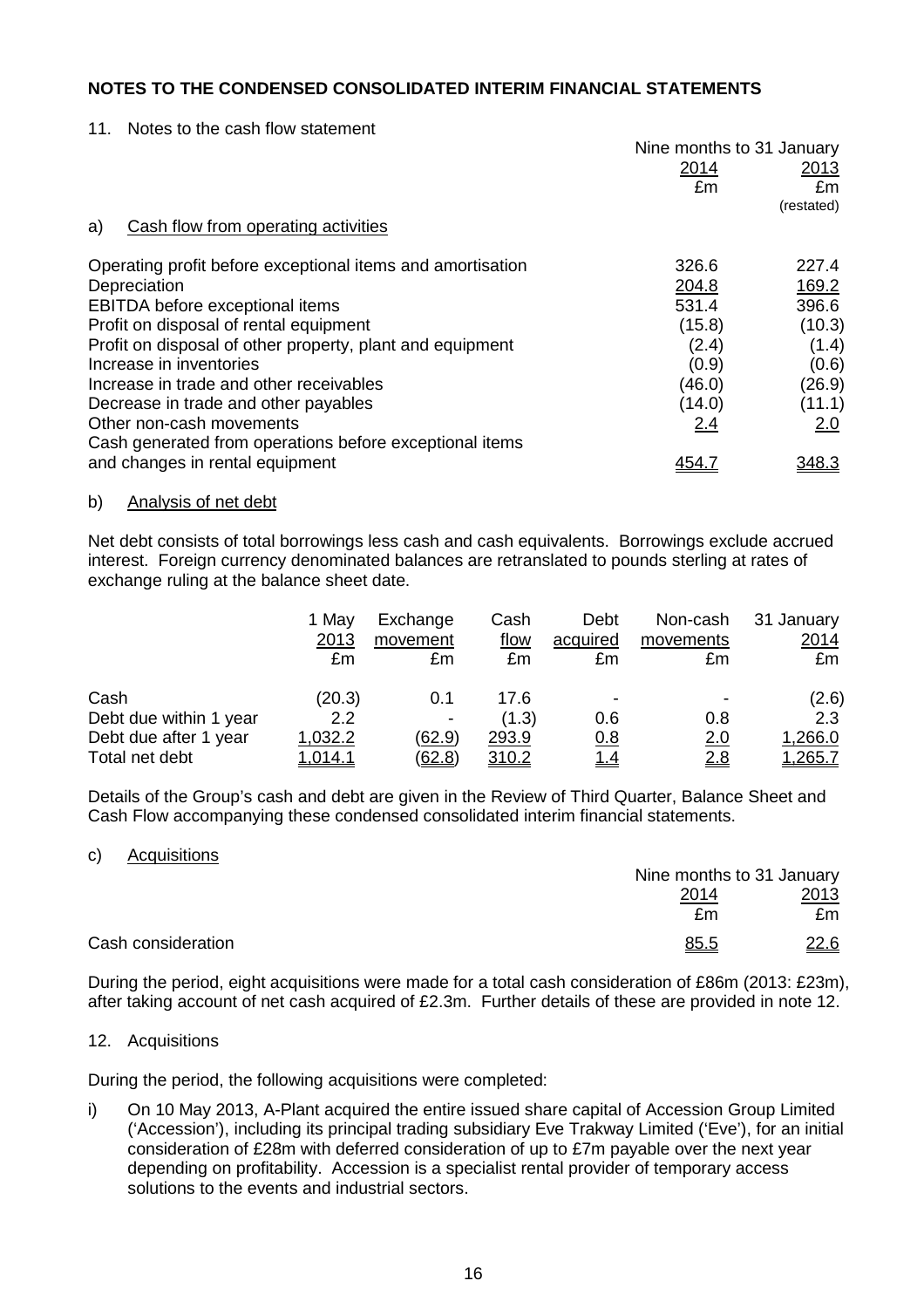## NOTES TO THE CONDENSED CONSOLIDATED INTERIM FINANCIAL STATEMENTS

11. Notes to the cash flow statement

| | Nine months to 31 January | |
|---|---|---|
| | 2014 | 2013 |
| | £m | £m |
| | | (restated) |
| a) Cash flow from operating activities | | |
| Operating profit before exceptional items and amortisation | 326.6 | 227.4 |
| Depreciation | 204.8 | 169.2 |
| EBITDA before exceptional items | 531.4 | 396.6 |
| Profit on disposal of rental equipment | (15.8) | (10.3) |
| Profit on disposal of other property, plant and equipment | (2.4) | (1.4) |
| Increase in inventories | (0.9) | (0.6) |
| Increase in trade and other receivables | (46.0) | (26.9) |
| Decrease in trade and other payables | (14.0) | (11.1) |
| Other non-cash movements | 2.4 | 2.0 |
| Cash generated from operations before exceptional items and changes in rental equipment | 454.7 | 348.3 |

b) Analysis of net debt

Net debt consists of total borrowings less cash and cash equivalents. Borrowings exclude accrued interest. Foreign currency denominated balances are retranslated to pounds sterling at rates of exchange ruling at the balance sheet date.

| | 1 May 2013 | Exchange movement | Cash flow | Debt acquired | Non-cash movements | 31 January 2014 |
|---|---|---|---|---|---|---|
| | £m | £m | £m | £m | £m | £m |
| Cash | (20.3) | 0.1 | 17.6 | - | - | (2.6) |
| Debt due within 1 year | 2.2 | - | (1.3) | 0.6 | 0.8 | 2.3 |
| Debt due after 1 year | 1,032.2 | (62.9) | 293.9 | 0.8 | 2.0 | 1,266.0 |
| Total net debt | 1,014.1 | (62.8) | 310.2 | 1.4 | 2.8 | 1,265.7 |

Details of the Group's cash and debt are given in the Review of Third Quarter, Balance Sheet and Cash Flow accompanying these condensed consolidated interim financial statements.

c) Acquisitions

| | Nine months to 31 January | |
|---|---|---|
| | 2014 | 2013 |
| | £m | £m |
| Cash consideration | 85.5 | 22.6 |

During the period, eight acquisitions were made for a total cash consideration of £86m (2013: £23m), after taking account of net cash acquired of £2.3m. Further details of these are provided in note 12.

12. Acquisitions

During the period, the following acquisitions were completed:

i) On 10 May 2013, A-Plant acquired the entire issued share capital of Accession Group Limited ('Accession'), including its principal trading subsidiary Eve Trakway Limited ('Eve'), for an initial consideration of £28m with deferred consideration of up to £7m payable over the next year depending on profitability. Accession is a specialist rental provider of temporary access solutions to the events and industrial sectors.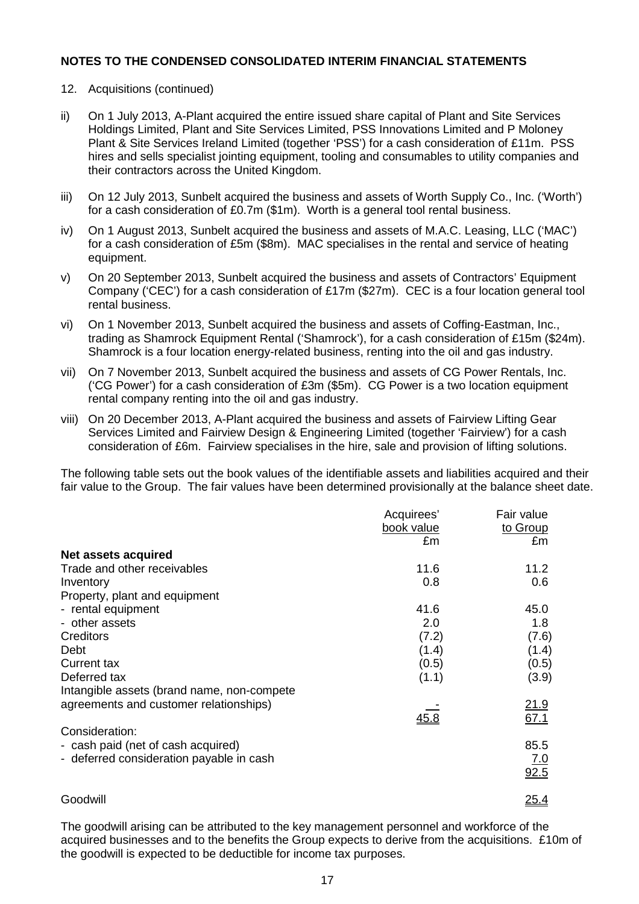## NOTES TO THE CONDENSED CONSOLIDATED INTERIM FINANCIAL STATEMENTS

12. Acquisitions (continued)

ii) On 1 July 2013, A-Plant acquired the entire issued share capital of Plant and Site Services Holdings Limited, Plant and Site Services Limited, PSS Innovations Limited and P Moloney Plant & Site Services Ireland Limited (together 'PSS') for a cash consideration of £11m. PSS hires and sells specialist jointing equipment, tooling and consumables to utility companies and their contractors across the United Kingdom.

iii) On 12 July 2013, Sunbelt acquired the business and assets of Worth Supply Co., Inc. ('Worth') for a cash consideration of £0.7m ($1m). Worth is a general tool rental business.

iv) On 1 August 2013, Sunbelt acquired the business and assets of M.A.C. Leasing, LLC ('MAC') for a cash consideration of £5m ($8m). MAC specialises in the rental and service of heating equipment.

v) On 20 September 2013, Sunbelt acquired the business and assets of Contractors' Equipment Company ('CEC') for a cash consideration of £17m ($27m). CEC is a four location general tool rental business.

vi) On 1 November 2013, Sunbelt acquired the business and assets of Coffing-Eastman, Inc., trading as Shamrock Equipment Rental ('Shamrock'), for a cash consideration of £15m ($24m). Shamrock is a four location energy-related business, renting into the oil and gas industry.

vii) On 7 November 2013, Sunbelt acquired the business and assets of CG Power Rentals, Inc. ('CG Power') for a cash consideration of £3m ($5m). CG Power is a two location equipment rental company renting into the oil and gas industry.

viii) On 20 December 2013, A-Plant acquired the business and assets of Fairview Lifting Gear Services Limited and Fairview Design & Engineering Limited (together 'Fairview') for a cash consideration of £6m. Fairview specialises in the hire, sale and provision of lifting solutions.

The following table sets out the book values of the identifiable assets and liabilities acquired and their fair value to the Group. The fair values have been determined provisionally at the balance sheet date.

| | Acquirees' book value £m | Fair value to Group £m |
|---|---|---|
| **Net assets acquired** | | |
| Trade and other receivables | 11.6 | 11.2 |
| Inventory | 0.8 | 0.6 |
| Property, plant and equipment | | |
| - rental equipment | 41.6 | 45.0 |
| - other assets | 2.0 | 1.8 |
| Creditors | (7.2) | (7.6) |
| Debt | (1.4) | (1.4) |
| Current tax | (0.5) | (0.5) |
| Deferred tax | (1.1) | (3.9) |
| Intangible assets (brand name, non-compete agreements and customer relationships) | - | 21.9 |
| | 45.8 | 67.1 |
| Consideration: | | |
| - cash paid (net of cash acquired) | | 85.5 |
| - deferred consideration payable in cash | | 7.0 |
| | | 92.5 |
| Goodwill | | 25.4 |

The goodwill arising can be attributed to the key management personnel and workforce of the acquired businesses and to the benefits the Group expects to derive from the acquisitions. £10m of the goodwill is expected to be deductible for income tax purposes.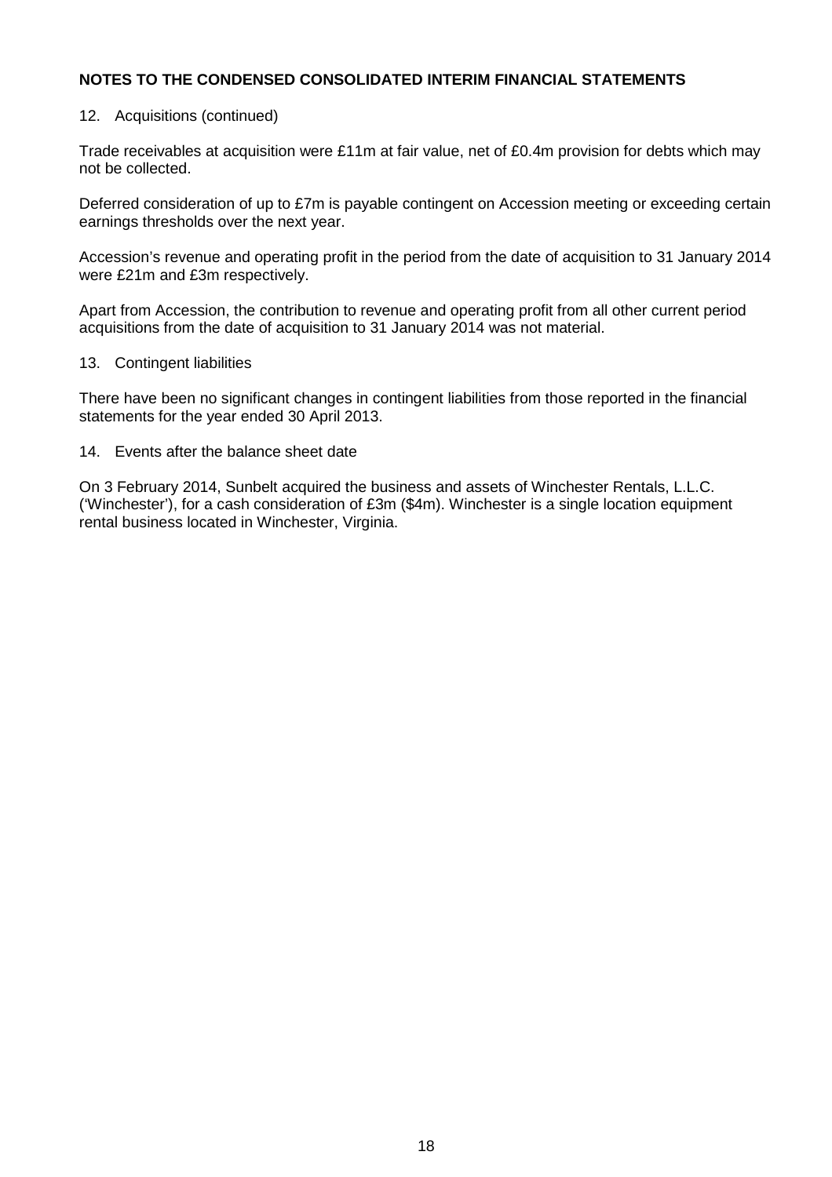## NOTES TO THE CONDENSED CONSOLIDATED INTERIM FINANCIAL STATEMENTS

12. Acquisitions (continued)

Trade receivables at acquisition were £11m at fair value, net of £0.4m provision for debts which may not be collected.

Deferred consideration of up to £7m is payable contingent on Accession meeting or exceeding certain earnings thresholds over the next year.

Accession's revenue and operating profit in the period from the date of acquisition to 31 January 2014 were £21m and £3m respectively.

Apart from Accession, the contribution to revenue and operating profit from all other current period acquisitions from the date of acquisition to 31 January 2014 was not material.

13. Contingent liabilities

There have been no significant changes in contingent liabilities from those reported in the financial statements for the year ended 30 April 2013.

14. Events after the balance sheet date

On 3 February 2014, Sunbelt acquired the business and assets of Winchester Rentals, L.L.C. ('Winchester'), for a cash consideration of £3m ($4m). Winchester is a single location equipment rental business located in Winchester, Virginia.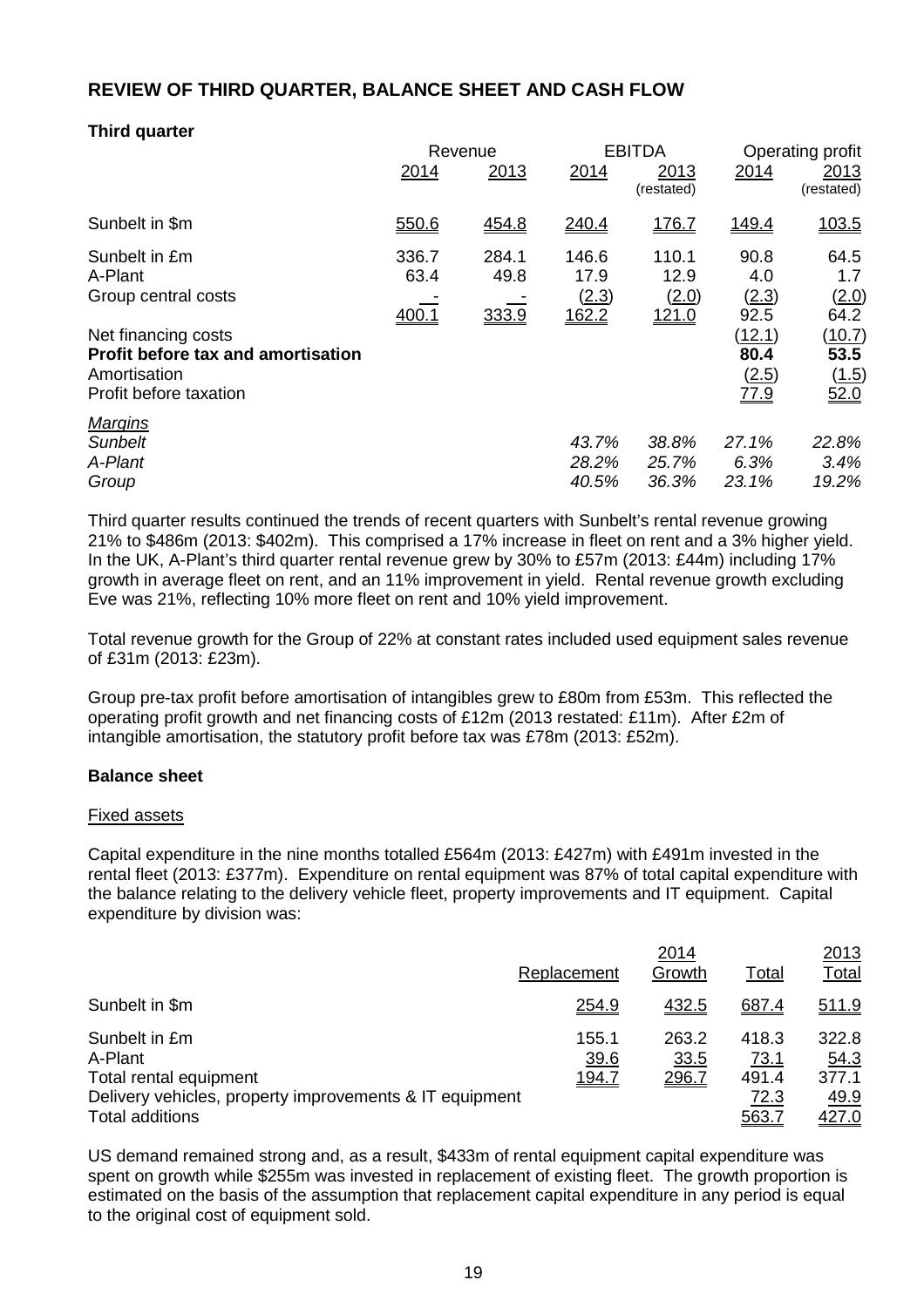## REVIEW OF THIRD QUARTER, BALANCE SHEET AND CASH FLOW

### Third quarter

| | Revenue | | EBITDA | | Operating profit | |
|---|---|---|---|---|---|---|
| | 2014 | 2013 | 2014 | 2013 (restated) | 2014 | 2013 (restated) |
| Sunbelt in $m | 550.6 | 454.8 | 240.4 | 176.7 | 149.4 | 103.5 |
| Sunbelt in £m | 336.7 | 284.1 | 146.6 | 110.1 | 90.8 | 64.5 |
| A-Plant | 63.4 | 49.8 | 17.9 | 12.9 | 4.0 | 1.7 |
| Group central costs | - | - | (2.3) | (2.0) | (2.3) | (2.0) |
| | 400.1 | 333.9 | 162.2 | 121.0 | 92.5 | 64.2 |
| Net financing costs | | | | | (12.1) | (10.7) |
| **Profit before tax and amortisation** | | | | | **80.4** | **53.5** |
| Amortisation | | | | | (2.5) | (1.5) |
| Profit before taxation | | | | | 77.9 | 52.0 |
| *Margins* | | | | | | |
| *Sunbelt* | | | *43.7%* | *38.8%* | *27.1%* | *22.8%* |
| *A-Plant* | | | *28.2%* | *25.7%* | *6.3%* | *3.4%* |
| *Group* | | | *40.5%* | *36.3%* | *23.1%* | *19.2%* |

Third quarter results continued the trends of recent quarters with Sunbelt's rental revenue growing 21% to $486m (2013: $402m). This comprised a 17% increase in fleet on rent and a 3% higher yield. In the UK, A-Plant's third quarter rental revenue grew by 30% to £57m (2013: £44m) including 17% growth in average fleet on rent, and an 11% improvement in yield. Rental revenue growth excluding Eve was 21%, reflecting 10% more fleet on rent and 10% yield improvement.

Total revenue growth for the Group of 22% at constant rates included used equipment sales revenue of £31m (2013: £23m).

Group pre-tax profit before amortisation of intangibles grew to £80m from £53m. This reflected the operating profit growth and net financing costs of £12m (2013 restated: £11m). After £2m of intangible amortisation, the statutory profit before tax was £78m (2013: £52m).

### Balance sheet

Fixed assets

Capital expenditure in the nine months totalled £564m (2013: £427m) with £491m invested in the rental fleet (2013: £377m). Expenditure on rental equipment was 87% of total capital expenditure with the balance relating to the delivery vehicle fleet, property improvements and IT equipment. Capital expenditure by division was:

| | 2014 | | | 2013 |
|---|---|---|---|---|
| | Replacement | Growth | Total | Total |
| Sunbelt in $m | 254.9 | 432.5 | 687.4 | 511.9 |
| Sunbelt in £m | 155.1 | 263.2 | 418.3 | 322.8 |
| A-Plant | 39.6 | 33.5 | 73.1 | 54.3 |
| Total rental equipment | 194.7 | 296.7 | 491.4 | 377.1 |
| Delivery vehicles, property improvements & IT equipment | | | 72.3 | 49.9 |
| Total additions | | | 563.7 | 427.0 |

US demand remained strong and, as a result, $433m of rental equipment capital expenditure was spent on growth while $255m was invested in replacement of existing fleet. The growth proportion is estimated on the basis of the assumption that replacement capital expenditure in any period is equal to the original cost of equipment sold.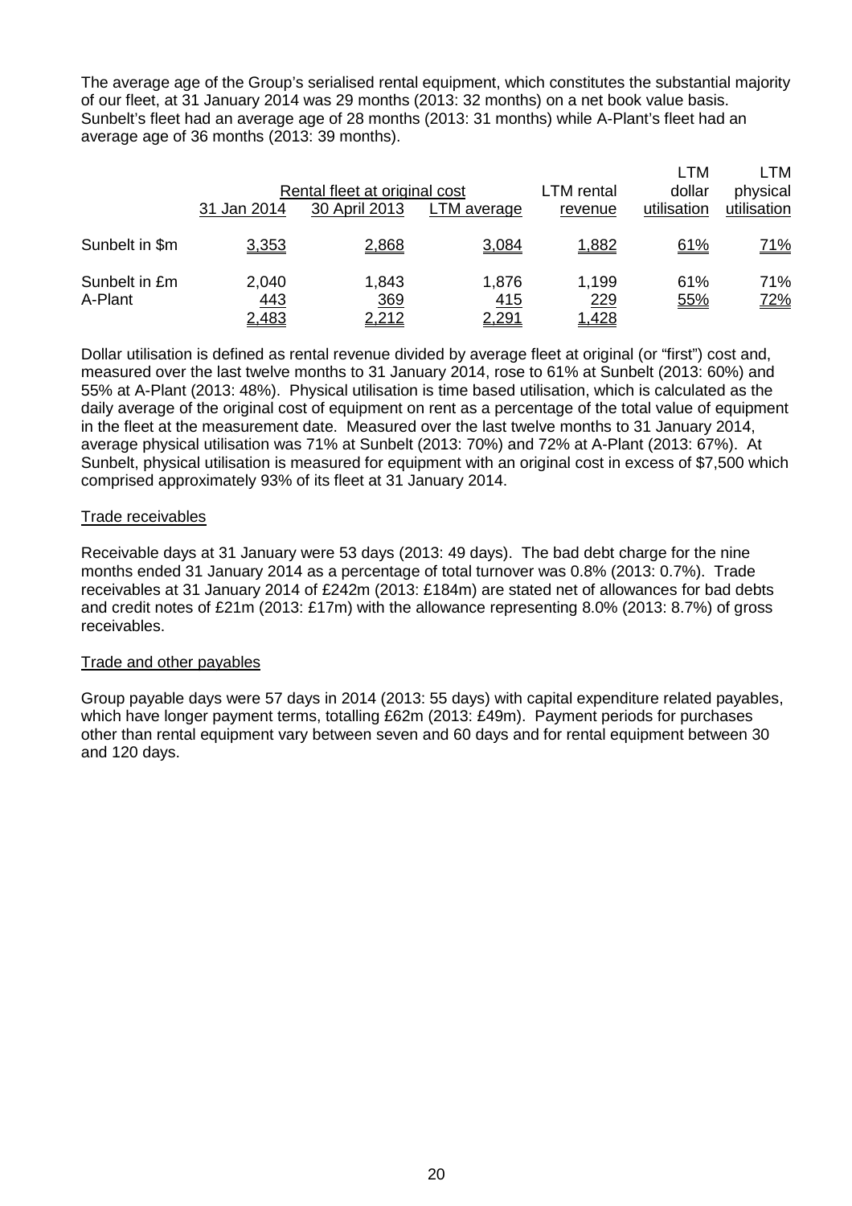The average age of the Group's serialised rental equipment, which constitutes the substantial majority of our fleet, at 31 January 2014 was 29 months (2013: 32 months) on a net book value basis. Sunbelt's fleet had an average age of 28 months (2013: 31 months) while A-Plant's fleet had an average age of 36 months (2013: 39 months).

| | Rental fleet at original cost | | | LTM rental | LTM dollar | LTM physical |
|---|---|---|---|---|---|---|
| | 31 Jan 2014 | 30 April 2013 | LTM average | revenue | utilisation | utilisation |
| Sunbelt in $m | 3,353 | 2,868 | 3,084 | 1,882 | 61% | 71% |
| Sunbelt in £m | 2,040 | 1,843 | 1,876 | 1,199 | 61% | 71% |
| A-Plant | 443 | 369 | 415 | 229 | 55% | 72% |
| | 2,483 | 2,212 | 2,291 | 1,428 | | |

Dollar utilisation is defined as rental revenue divided by average fleet at original (or "first") cost and, measured over the last twelve months to 31 January 2014, rose to 61% at Sunbelt (2013: 60%) and 55% at A-Plant (2013: 48%). Physical utilisation is time based utilisation, which is calculated as the daily average of the original cost of equipment on rent as a percentage of the total value of equipment in the fleet at the measurement date. Measured over the last twelve months to 31 January 2014, average physical utilisation was 71% at Sunbelt (2013: 70%) and 72% at A-Plant (2013: 67%). At Sunbelt, physical utilisation is measured for equipment with an original cost in excess of $7,500 which comprised approximately 93% of its fleet at 31 January 2014.

## Trade receivables

Receivable days at 31 January were 53 days (2013: 49 days). The bad debt charge for the nine months ended 31 January 2014 as a percentage of total turnover was 0.8% (2013: 0.7%). Trade receivables at 31 January 2014 of £242m (2013: £184m) are stated net of allowances for bad debts and credit notes of £21m (2013: £17m) with the allowance representing 8.0% (2013: 8.7%) of gross receivables.

## Trade and other payables

Group payable days were 57 days in 2014 (2013: 55 days) with capital expenditure related payables, which have longer payment terms, totalling £62m (2013: £49m). Payment periods for purchases other than rental equipment vary between seven and 60 days and for rental equipment between 30 and 120 days.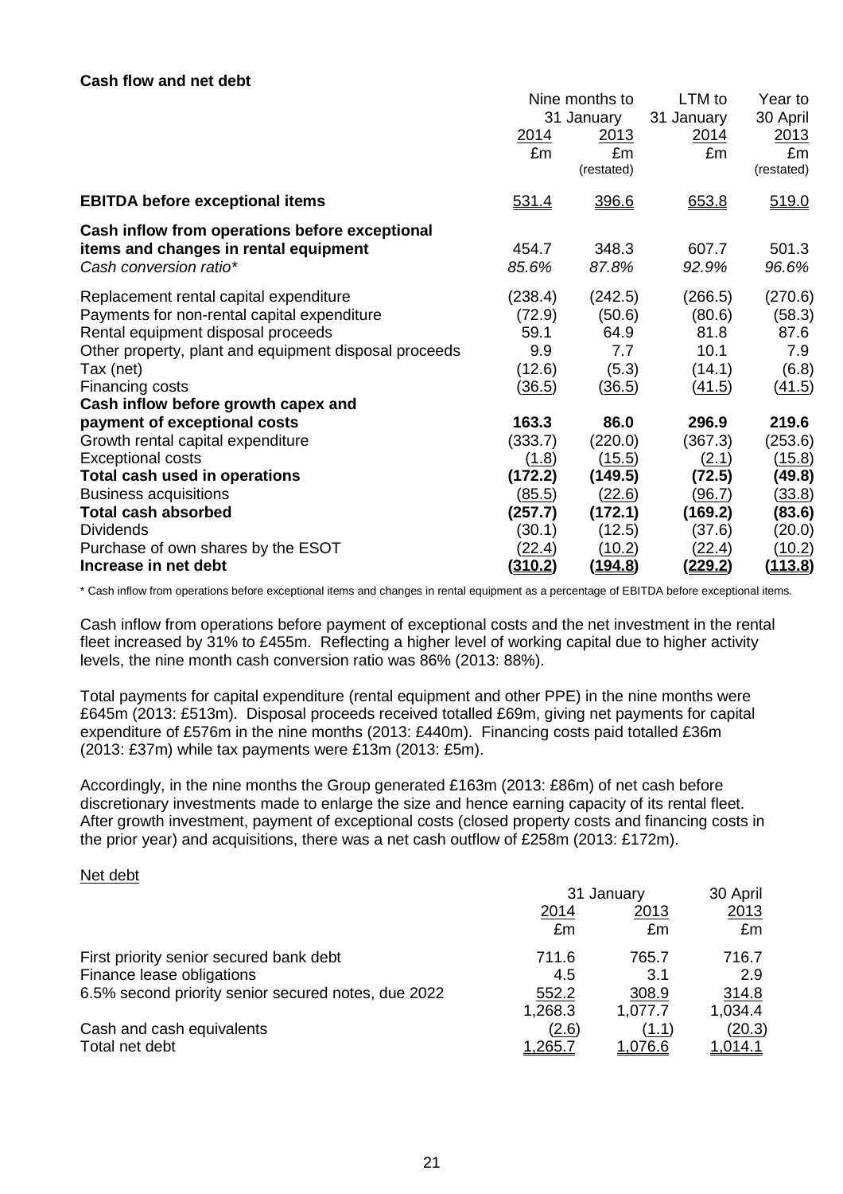**Cash flow and net debt**

| | Nine months to 31 January | | LTM to 31 January | Year to 30 April |
|---|---|---|---|---|
| | 2014 | 2013 | 2014 | 2013 |
| | £m | £m (restated) | £m | £m (restated) |
| **EBITDA before exceptional items** | 531.4 | 396.6 | 653.8 | 519.0 |
| **Cash inflow from operations before exceptional items and changes in rental equipment** | 454.7 | 348.3 | 607.7 | 501.3 |
| *Cash conversion ratio\** | *85.6%* | *87.8%* | *92.9%* | *96.6%* |
| Replacement rental capital expenditure | (238.4) | (242.5) | (266.5) | (270.6) |
| Payments for non-rental capital expenditure | (72.9) | (50.6) | (80.6) | (58.3) |
| Rental equipment disposal proceeds | 59.1 | 64.9 | 81.8 | 87.6 |
| Other property, plant and equipment disposal proceeds | 9.9 | 7.7 | 10.1 | 7.9 |
| Tax (net) | (12.6) | (5.3) | (14.1) | (6.8) |
| Financing costs | (36.5) | (36.5) | (41.5) | (41.5) |
| **Cash inflow before growth capex and payment of exceptional costs** | **163.3** | **86.0** | **296.9** | **219.6** |
| Growth rental capital expenditure | (333.7) | (220.0) | (367.3) | (253.6) |
| Exceptional costs | (1.8) | (15.5) | (2.1) | (15.8) |
| **Total cash used in operations** | **(172.2)** | **(149.5)** | **(72.5)** | **(49.8)** |
| Business acquisitions | (85.5) | (22.6) | (96.7) | (33.8) |
| **Total cash absorbed** | **(257.7)** | **(172.1)** | **(169.2)** | **(83.6)** |
| Dividends | (30.1) | (12.5) | (37.6) | (20.0) |
| Purchase of own shares by the ESOT | (22.4) | (10.2) | (22.4) | (10.2) |
| **Increase in net debt** | **(310.2)** | **(194.8)** | **(229.2)** | **(113.8)** |

\* Cash inflow from operations before exceptional items and changes in rental equipment as a percentage of EBITDA before exceptional items.

Cash inflow from operations before payment of exceptional costs and the net investment in the rental fleet increased by 31% to £455m. Reflecting a higher level of working capital due to higher activity levels, the nine month cash conversion ratio was 86% (2013: 88%).

Total payments for capital expenditure (rental equipment and other PPE) in the nine months were £645m (2013: £513m). Disposal proceeds received totalled £69m, giving net payments for capital expenditure of £576m in the nine months (2013: £440m). Financing costs paid totalled £36m (2013: £37m) while tax payments were £13m (2013: £5m).

Accordingly, in the nine months the Group generated £163m (2013: £86m) of net cash before discretionary investments made to enlarge the size and hence earning capacity of its rental fleet. After growth investment, payment of exceptional costs (closed property costs and financing costs in the prior year) and acquisitions, there was a net cash outflow of £258m (2013: £172m).

Net debt

| | 31 January | | 30 April |
|---|---|---|---|
| | 2014 | 2013 | 2013 |
| | £m | £m | £m |
| First priority senior secured bank debt | 711.6 | 765.7 | 716.7 |
| Finance lease obligations | 4.5 | 3.1 | 2.9 |
| 6.5% second priority senior secured notes, due 2022 | 552.2 | 308.9 | 314.8 |
| | 1,268.3 | 1,077.7 | 1,034.4 |
| Cash and cash equivalents | (2.6) | (1.1) | (20.3) |
| Total net debt | 1,265.7 | 1,076.6 | 1,014.1 |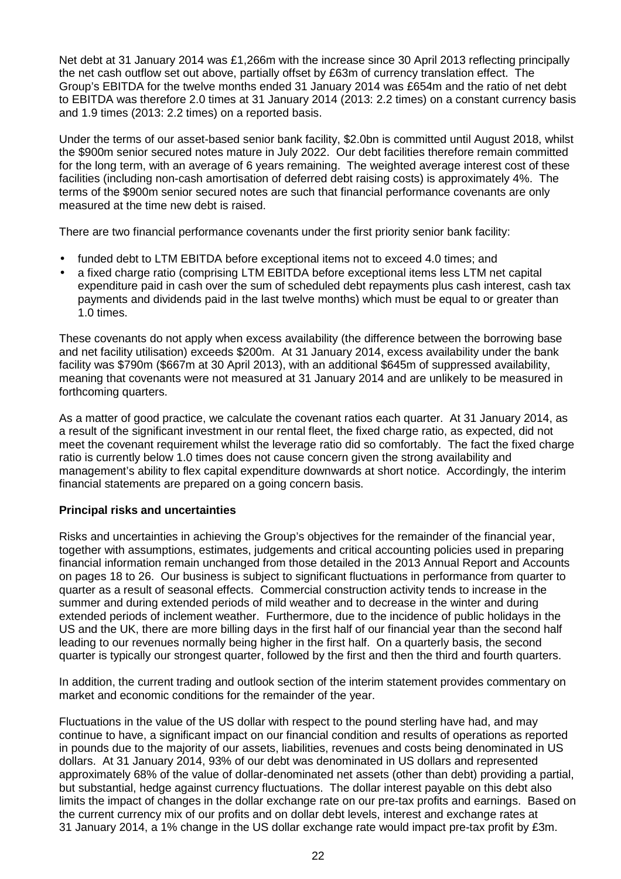Net debt at 31 January 2014 was £1,266m with the increase since 30 April 2013 reflecting principally the net cash outflow set out above, partially offset by £63m of currency translation effect. The Group's EBITDA for the twelve months ended 31 January 2014 was £654m and the ratio of net debt to EBITDA was therefore 2.0 times at 31 January 2014 (2013: 2.2 times) on a constant currency basis and 1.9 times (2013: 2.2 times) on a reported basis.

Under the terms of our asset-based senior bank facility, $2.0bn is committed until August 2018, whilst the $900m senior secured notes mature in July 2022. Our debt facilities therefore remain committed for the long term, with an average of 6 years remaining. The weighted average interest cost of these facilities (including non-cash amortisation of deferred debt raising costs) is approximately 4%. The terms of the $900m senior secured notes are such that financial performance covenants are only measured at the time new debt is raised.

There are two financial performance covenants under the first priority senior bank facility:

- funded debt to LTM EBITDA before exceptional items not to exceed 4.0 times; and
- a fixed charge ratio (comprising LTM EBITDA before exceptional items less LTM net capital expenditure paid in cash over the sum of scheduled debt repayments plus cash interest, cash tax payments and dividends paid in the last twelve months) which must be equal to or greater than 1.0 times.

These covenants do not apply when excess availability (the difference between the borrowing base and net facility utilisation) exceeds $200m. At 31 January 2014, excess availability under the bank facility was $790m ($667m at 30 April 2013), with an additional $645m of suppressed availability, meaning that covenants were not measured at 31 January 2014 and are unlikely to be measured in forthcoming quarters.

As a matter of good practice, we calculate the covenant ratios each quarter. At 31 January 2014, as a result of the significant investment in our rental fleet, the fixed charge ratio, as expected, did not meet the covenant requirement whilst the leverage ratio did so comfortably. The fact the fixed charge ratio is currently below 1.0 times does not cause concern given the strong availability and management's ability to flex capital expenditure downwards at short notice. Accordingly, the interim financial statements are prepared on a going concern basis.

**Principal risks and uncertainties**

Risks and uncertainties in achieving the Group's objectives for the remainder of the financial year, together with assumptions, estimates, judgements and critical accounting policies used in preparing financial information remain unchanged from those detailed in the 2013 Annual Report and Accounts on pages 18 to 26. Our business is subject to significant fluctuations in performance from quarter to quarter as a result of seasonal effects. Commercial construction activity tends to increase in the summer and during extended periods of mild weather and to decrease in the winter and during extended periods of inclement weather. Furthermore, due to the incidence of public holidays in the US and the UK, there are more billing days in the first half of our financial year than the second half leading to our revenues normally being higher in the first half. On a quarterly basis, the second quarter is typically our strongest quarter, followed by the first and then the third and fourth quarters.

In addition, the current trading and outlook section of the interim statement provides commentary on market and economic conditions for the remainder of the year.

Fluctuations in the value of the US dollar with respect to the pound sterling have had, and may continue to have, a significant impact on our financial condition and results of operations as reported in pounds due to the majority of our assets, liabilities, revenues and costs being denominated in US dollars. At 31 January 2014, 93% of our debt was denominated in US dollars and represented approximately 68% of the value of dollar-denominated net assets (other than debt) providing a partial, but substantial, hedge against currency fluctuations. The dollar interest payable on this debt also limits the impact of changes in the dollar exchange rate on our pre-tax profits and earnings. Based on the current currency mix of our profits and on dollar debt levels, interest and exchange rates at 31 January 2014, a 1% change in the US dollar exchange rate would impact pre-tax profit by £3m.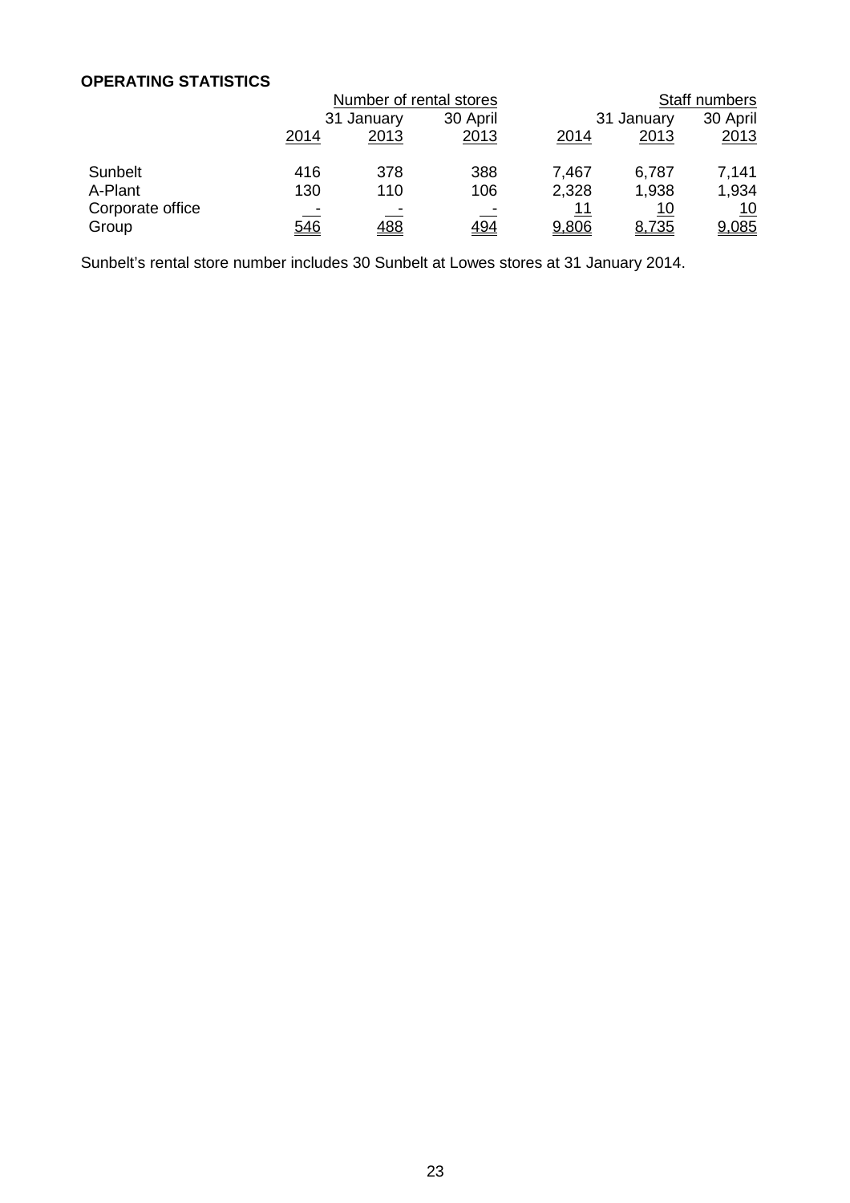**OPERATING STATISTICS**

| | Number of rental stores | | | Staff numbers | | |
|---|---|---|---|---|---|---|
| | | 31 January | 30 April | | 31 January | 30 April |
| | 2014 | 2013 | 2013 | 2014 | 2013 | 2013 |
| Sunbelt | 416 | 378 | 388 | 7,467 | 6,787 | 7,141 |
| A-Plant | 130 | 110 | 106 | 2,328 | 1,938 | 1,934 |
| Corporate office | - | - | - | 11 | 10 | 10 |
| Group | 546 | 488 | 494 | 9,806 | 8,735 | 9,085 |

Sunbelt's rental store number includes 30 Sunbelt at Lowes stores at 31 January 2014.